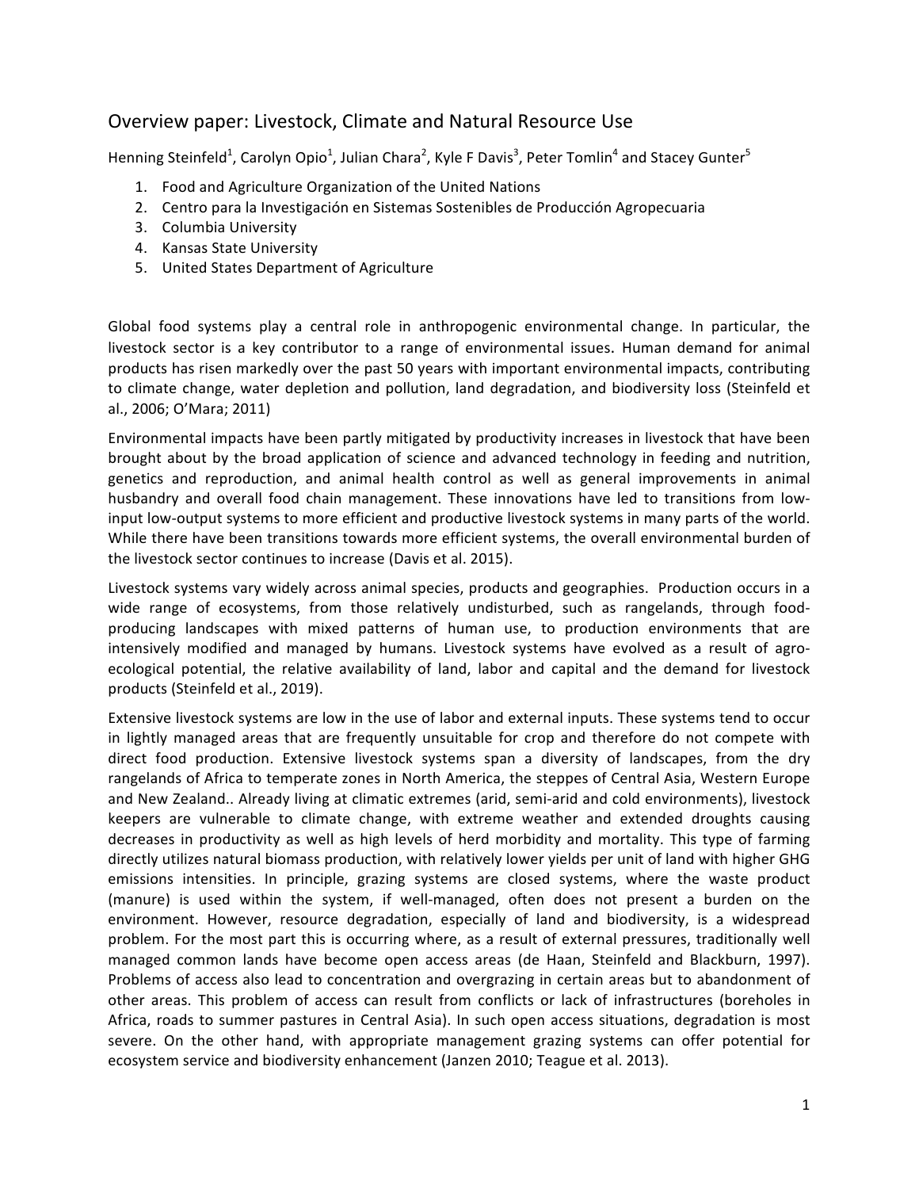# Overview paper: Livestock, Climate and Natural Resource Use

Henning Steinfeld[1], Carolyn Opio[1], Julian Chara[2], Kyle F Davis[3], Peter Tomlin[4] and Stacey Gunter[5]

1. Food and Agriculture Organization of the United Nations
2. Centro para la Investigación en Sistemas Sostenibles de Producción Agropecuaria
3. Columbia University
4. Kansas State University
5. United States Department of Agriculture

Global food systems play a central role in anthropogenic environmental change. In particular, the livestock sector is a key contributor to a range of environmental issues. Human demand for animal products has risen markedly over the past 50 years with important environmental impacts, contributing to climate change, water depletion and pollution, land degradation, and biodiversity loss (Steinfeld et al., 2006; O'Mara; 2011)

Environmental impacts have been partly mitigated by productivity increases in livestock that have been brought about by the broad application of science and advanced technology in feeding and nutrition, genetics and reproduction, and animal health control as well as general improvements in animal husbandry and overall food chain management. These innovations have led to transitions from low-input low-output systems to more efficient and productive livestock systems in many parts of the world. While there have been transitions towards more efficient systems, the overall environmental burden of the livestock sector continues to increase (Davis et al. 2015).

Livestock systems vary widely across animal species, products and geographies. Production occurs in a wide range of ecosystems, from those relatively undisturbed, such as rangelands, through food-producing landscapes with mixed patterns of human use, to production environments that are intensively modified and managed by humans. Livestock systems have evolved as a result of agro-ecological potential, the relative availability of land, labor and capital and the demand for livestock products (Steinfeld et al., 2019).

Extensive livestock systems are low in the use of labor and external inputs. These systems tend to occur in lightly managed areas that are frequently unsuitable for crop and therefore do not compete with direct food production. Extensive livestock systems span a diversity of landscapes, from the dry rangelands of Africa to temperate zones in North America, the steppes of Central Asia, Western Europe and New Zealand.. Already living at climatic extremes (arid, semi-arid and cold environments), livestock keepers are vulnerable to climate change, with extreme weather and extended droughts causing decreases in productivity as well as high levels of herd morbidity and mortality. This type of farming directly utilizes natural biomass production, with relatively lower yields per unit of land with higher GHG emissions intensities. In principle, grazing systems are closed systems, where the waste product (manure) is used within the system, if well-managed, often does not present a burden on the environment. However, resource degradation, especially of land and biodiversity, is a widespread problem. For the most part this is occurring where, as a result of external pressures, traditionally well managed common lands have become open access areas (de Haan, Steinfeld and Blackburn, 1997). Problems of access also lead to concentration and overgrazing in certain areas but to abandonment of other areas. This problem of access can result from conflicts or lack of infrastructures (boreholes in Africa, roads to summer pastures in Central Asia). In such open access situations, degradation is most severe. On the other hand, with appropriate management grazing systems can offer potential for ecosystem service and biodiversity enhancement (Janzen 2010; Teague et al. 2013).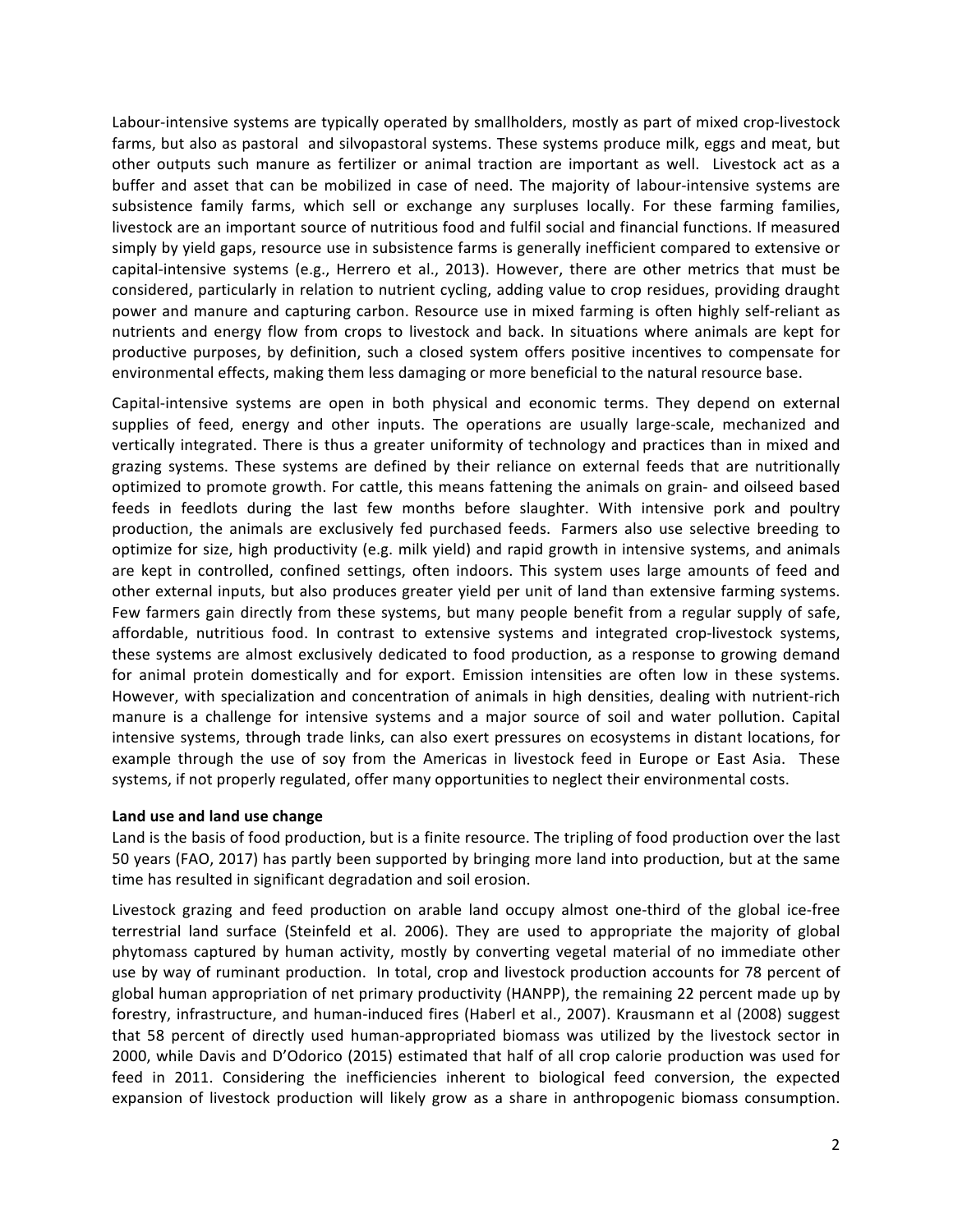Labour-intensive systems are typically operated by smallholders, mostly as part of mixed crop-livestock farms, but also as pastoral and silvopastoral systems. These systems produce milk, eggs and meat, but other outputs such manure as fertilizer or animal traction are important as well. Livestock act as a buffer and asset that can be mobilized in case of need. The majority of labour-intensive systems are subsistence family farms, which sell or exchange any surpluses locally. For these farming families, livestock are an important source of nutritious food and fulfil social and financial functions. If measured simply by yield gaps, resource use in subsistence farms is generally inefficient compared to extensive or capital-intensive systems (e.g., Herrero et al., 2013). However, there are other metrics that must be considered, particularly in relation to nutrient cycling, adding value to crop residues, providing draught power and manure and capturing carbon. Resource use in mixed farming is often highly self-reliant as nutrients and energy flow from crops to livestock and back. In situations where animals are kept for productive purposes, by definition, such a closed system offers positive incentives to compensate for environmental effects, making them less damaging or more beneficial to the natural resource base.

Capital-intensive systems are open in both physical and economic terms. They depend on external supplies of feed, energy and other inputs. The operations are usually large-scale, mechanized and vertically integrated. There is thus a greater uniformity of technology and practices than in mixed and grazing systems. These systems are defined by their reliance on external feeds that are nutritionally optimized to promote growth. For cattle, this means fattening the animals on grain- and oilseed based feeds in feedlots during the last few months before slaughter. With intensive pork and poultry production, the animals are exclusively fed purchased feeds. Farmers also use selective breeding to optimize for size, high productivity (e.g. milk yield) and rapid growth in intensive systems, and animals are kept in controlled, confined settings, often indoors. This system uses large amounts of feed and other external inputs, but also produces greater yield per unit of land than extensive farming systems. Few farmers gain directly from these systems, but many people benefit from a regular supply of safe, affordable, nutritious food. In contrast to extensive systems and integrated crop-livestock systems, these systems are almost exclusively dedicated to food production, as a response to growing demand for animal protein domestically and for export. Emission intensities are often low in these systems. However, with specialization and concentration of animals in high densities, dealing with nutrient-rich manure is a challenge for intensive systems and a major source of soil and water pollution. Capital intensive systems, through trade links, can also exert pressures on ecosystems in distant locations, for example through the use of soy from the Americas in livestock feed in Europe or East Asia. These systems, if not properly regulated, offer many opportunities to neglect their environmental costs.

**Land use and land use change**

Land is the basis of food production, but is a finite resource. The tripling of food production over the last 50 years (FAO, 2017) has partly been supported by bringing more land into production, but at the same time has resulted in significant degradation and soil erosion.

Livestock grazing and feed production on arable land occupy almost one-third of the global ice-free terrestrial land surface (Steinfeld et al. 2006). They are used to appropriate the majority of global phytomass captured by human activity, mostly by converting vegetal material of no immediate other use by way of ruminant production. In total, crop and livestock production accounts for 78 percent of global human appropriation of net primary productivity (HANPP), the remaining 22 percent made up by forestry, infrastructure, and human-induced fires (Haberl et al., 2007). Krausmann et al (2008) suggest that 58 percent of directly used human-appropriated biomass was utilized by the livestock sector in 2000, while Davis and D'Odorico (2015) estimated that half of all crop calorie production was used for feed in 2011. Considering the inefficiencies inherent to biological feed conversion, the expected expansion of livestock production will likely grow as a share in anthropogenic biomass consumption.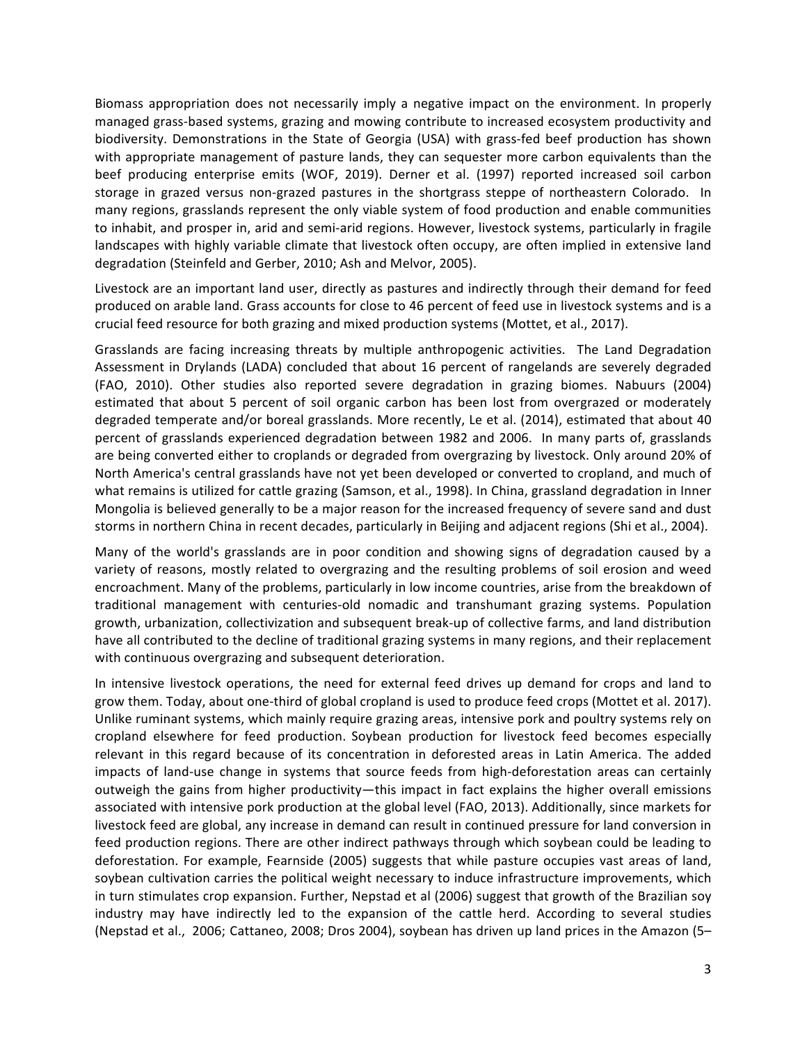Biomass appropriation does not necessarily imply a negative impact on the environment. In properly managed grass-based systems, grazing and mowing contribute to increased ecosystem productivity and biodiversity. Demonstrations in the State of Georgia (USA) with grass-fed beef production has shown with appropriate management of pasture lands, they can sequester more carbon equivalents than the beef producing enterprise emits (WOF, 2019). Derner et al. (1997) reported increased soil carbon storage in grazed versus non-grazed pastures in the shortgrass steppe of northeastern Colorado. In many regions, grasslands represent the only viable system of food production and enable communities to inhabit, and prosper in, arid and semi-arid regions. However, livestock systems, particularly in fragile landscapes with highly variable climate that livestock often occupy, are often implied in extensive land degradation (Steinfeld and Gerber, 2010; Ash and Melvor, 2005).

Livestock are an important land user, directly as pastures and indirectly through their demand for feed produced on arable land. Grass accounts for close to 46 percent of feed use in livestock systems and is a crucial feed resource for both grazing and mixed production systems (Mottet, et al., 2017).

Grasslands are facing increasing threats by multiple anthropogenic activities. The Land Degradation Assessment in Drylands (LADA) concluded that about 16 percent of rangelands are severely degraded (FAO, 2010). Other studies also reported severe degradation in grazing biomes. Nabuurs (2004) estimated that about 5 percent of soil organic carbon has been lost from overgrazed or moderately degraded temperate and/or boreal grasslands. More recently, Le et al. (2014), estimated that about 40 percent of grasslands experienced degradation between 1982 and 2006. In many parts of, grasslands are being converted either to croplands or degraded from overgrazing by livestock. Only around 20% of North America's central grasslands have not yet been developed or converted to cropland, and much of what remains is utilized for cattle grazing (Samson, et al., 1998). In China, grassland degradation in Inner Mongolia is believed generally to be a major reason for the increased frequency of severe sand and dust storms in northern China in recent decades, particularly in Beijing and adjacent regions (Shi et al., 2004).

Many of the world's grasslands are in poor condition and showing signs of degradation caused by a variety of reasons, mostly related to overgrazing and the resulting problems of soil erosion and weed encroachment. Many of the problems, particularly in low income countries, arise from the breakdown of traditional management with centuries-old nomadic and transhumant grazing systems. Population growth, urbanization, collectivization and subsequent break-up of collective farms, and land distribution have all contributed to the decline of traditional grazing systems in many regions, and their replacement with continuous overgrazing and subsequent deterioration.

In intensive livestock operations, the need for external feed drives up demand for crops and land to grow them. Today, about one-third of global cropland is used to produce feed crops (Mottet et al. 2017). Unlike ruminant systems, which mainly require grazing areas, intensive pork and poultry systems rely on cropland elsewhere for feed production. Soybean production for livestock feed becomes especially relevant in this regard because of its concentration in deforested areas in Latin America. The added impacts of land-use change in systems that source feeds from high-deforestation areas can certainly outweigh the gains from higher productivity—this impact in fact explains the higher overall emissions associated with intensive pork production at the global level (FAO, 2013). Additionally, since markets for livestock feed are global, any increase in demand can result in continued pressure for land conversion in feed production regions. There are other indirect pathways through which soybean could be leading to deforestation. For example, Fearnside (2005) suggests that while pasture occupies vast areas of land, soybean cultivation carries the political weight necessary to induce infrastructure improvements, which in turn stimulates crop expansion. Further, Nepstad et al (2006) suggest that growth of the Brazilian soy industry may have indirectly led to the expansion of the cattle herd. According to several studies (Nepstad et al., 2006; Cattaneo, 2008; Dros 2004), soybean has driven up land prices in the Amazon (5–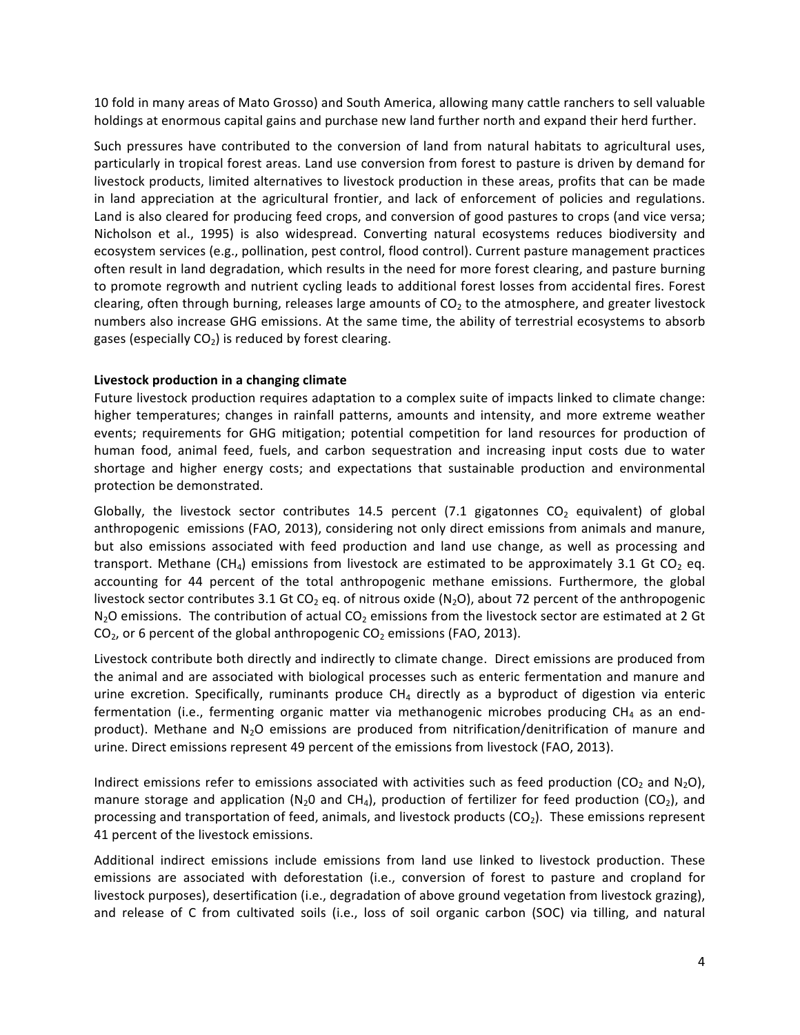10 fold in many areas of Mato Grosso) and South America, allowing many cattle ranchers to sell valuable holdings at enormous capital gains and purchase new land further north and expand their herd further.

Such pressures have contributed to the conversion of land from natural habitats to agricultural uses, particularly in tropical forest areas. Land use conversion from forest to pasture is driven by demand for livestock products, limited alternatives to livestock production in these areas, profits that can be made in land appreciation at the agricultural frontier, and lack of enforcement of policies and regulations. Land is also cleared for producing feed crops, and conversion of good pastures to crops (and vice versa; Nicholson et al., 1995) is also widespread. Converting natural ecosystems reduces biodiversity and ecosystem services (e.g., pollination, pest control, flood control). Current pasture management practices often result in land degradation, which results in the need for more forest clearing, and pasture burning to promote regrowth and nutrient cycling leads to additional forest losses from accidental fires. Forest clearing, often through burning, releases large amounts of $CO_2$ to the atmosphere, and greater livestock numbers also increase GHG emissions. At the same time, the ability of terrestrial ecosystems to absorb gases (especially $CO_2$) is reduced by forest clearing.

**Livestock production in a changing climate**

Future livestock production requires adaptation to a complex suite of impacts linked to climate change: higher temperatures; changes in rainfall patterns, amounts and intensity, and more extreme weather events; requirements for GHG mitigation; potential competition for land resources for production of human food, animal feed, fuels, and carbon sequestration and increasing input costs due to water shortage and higher energy costs; and expectations that sustainable production and environmental protection be demonstrated.

Globally, the livestock sector contributes 14.5 percent (7.1 gigatonnes $CO_2$ equivalent) of global anthropogenic emissions (FAO, 2013), considering not only direct emissions from animals and manure, but also emissions associated with feed production and land use change, as well as processing and transport. Methane ($CH_4$) emissions from livestock are estimated to be approximately 3.1 Gt $CO_2$ eq. accounting for 44 percent of the total anthropogenic methane emissions. Furthermore, the global livestock sector contributes 3.1 Gt $CO_2$ eq. of nitrous oxide ($N_2O$), about 72 percent of the anthropogenic $N_2O$ emissions. The contribution of actual $CO_2$ emissions from the livestock sector are estimated at 2 Gt $CO_2$, or 6 percent of the global anthropogenic $CO_2$ emissions (FAO, 2013).

Livestock contribute both directly and indirectly to climate change. Direct emissions are produced from the animal and are associated with biological processes such as enteric fermentation and manure and urine excretion. Specifically, ruminants produce $CH_4$ directly as a byproduct of digestion via enteric fermentation (i.e., fermenting organic matter via methanogenic microbes producing $CH_4$ as an end-product). Methane and $N_2O$ emissions are produced from nitrification/denitrification of manure and urine. Direct emissions represent 49 percent of the emissions from livestock (FAO, 2013).

Indirect emissions refer to emissions associated with activities such as feed production ($CO_2$ and $N_2O$), manure storage and application ($N_20$ and $CH_4$), production of fertilizer for feed production ($CO_2$), and processing and transportation of feed, animals, and livestock products ($CO_2$). These emissions represent 41 percent of the livestock emissions.

Additional indirect emissions include emissions from land use linked to livestock production. These emissions are associated with deforestation (i.e., conversion of forest to pasture and cropland for livestock purposes), desertification (i.e., degradation of above ground vegetation from livestock grazing), and release of C from cultivated soils (i.e., loss of soil organic carbon (SOC) via tilling, and natural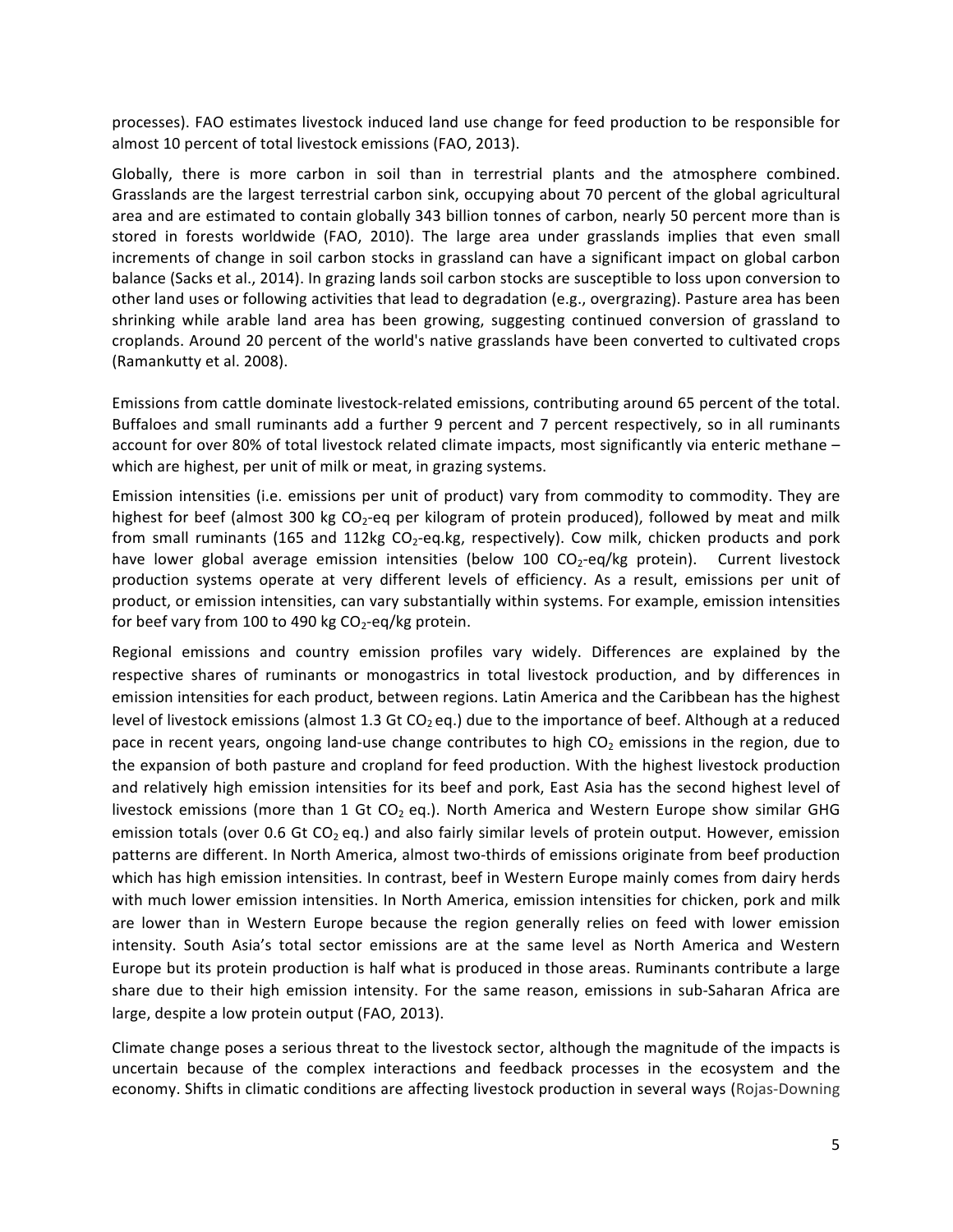processes). FAO estimates livestock induced land use change for feed production to be responsible for almost 10 percent of total livestock emissions (FAO, 2013).

Globally, there is more carbon in soil than in terrestrial plants and the atmosphere combined. Grasslands are the largest terrestrial carbon sink, occupying about 70 percent of the global agricultural area and are estimated to contain globally 343 billion tonnes of carbon, nearly 50 percent more than is stored in forests worldwide (FAO, 2010). The large area under grasslands implies that even small increments of change in soil carbon stocks in grassland can have a significant impact on global carbon balance (Sacks et al., 2014). In grazing lands soil carbon stocks are susceptible to loss upon conversion to other land uses or following activities that lead to degradation (e.g., overgrazing). Pasture area has been shrinking while arable land area has been growing, suggesting continued conversion of grassland to croplands. Around 20 percent of the world's native grasslands have been converted to cultivated crops (Ramankutty et al. 2008).

Emissions from cattle dominate livestock-related emissions, contributing around 65 percent of the total. Buffaloes and small ruminants add a further 9 percent and 7 percent respectively, so in all ruminants account for over 80% of total livestock related climate impacts, most significantly via enteric methane – which are highest, per unit of milk or meat, in grazing systems.

Emission intensities (i.e. emissions per unit of product) vary from commodity to commodity. They are highest for beef (almost 300 kg $CO_2$-eq per kilogram of protein produced), followed by meat and milk from small ruminants (165 and 112kg $CO_2$-eq.kg, respectively). Cow milk, chicken products and pork have lower global average emission intensities (below 100 $CO_2$-eq/kg protein). Current livestock production systems operate at very different levels of efficiency. As a result, emissions per unit of product, or emission intensities, can vary substantially within systems. For example, emission intensities for beef vary from 100 to 490 kg $CO_2$-eq/kg protein.

Regional emissions and country emission profiles vary widely. Differences are explained by the respective shares of ruminants or monogastrics in total livestock production, and by differences in emission intensities for each product, between regions. Latin America and the Caribbean has the highest level of livestock emissions (almost 1.3 Gt $CO_2$ eq.) due to the importance of beef. Although at a reduced pace in recent years, ongoing land-use change contributes to high $CO_2$ emissions in the region, due to the expansion of both pasture and cropland for feed production. With the highest livestock production and relatively high emission intensities for its beef and pork, East Asia has the second highest level of livestock emissions (more than 1 Gt $CO_2$ eq.). North America and Western Europe show similar GHG emission totals (over 0.6 Gt $CO_2$ eq.) and also fairly similar levels of protein output. However, emission patterns are different. In North America, almost two-thirds of emissions originate from beef production which has high emission intensities. In contrast, beef in Western Europe mainly comes from dairy herds with much lower emission intensities. In North America, emission intensities for chicken, pork and milk are lower than in Western Europe because the region generally relies on feed with lower emission intensity. South Asia's total sector emissions are at the same level as North America and Western Europe but its protein production is half what is produced in those areas. Ruminants contribute a large share due to their high emission intensity. For the same reason, emissions in sub-Saharan Africa are large, despite a low protein output (FAO, 2013).

Climate change poses a serious threat to the livestock sector, although the magnitude of the impacts is uncertain because of the complex interactions and feedback processes in the ecosystem and the economy. Shifts in climatic conditions are affecting livestock production in several ways (Rojas-Downing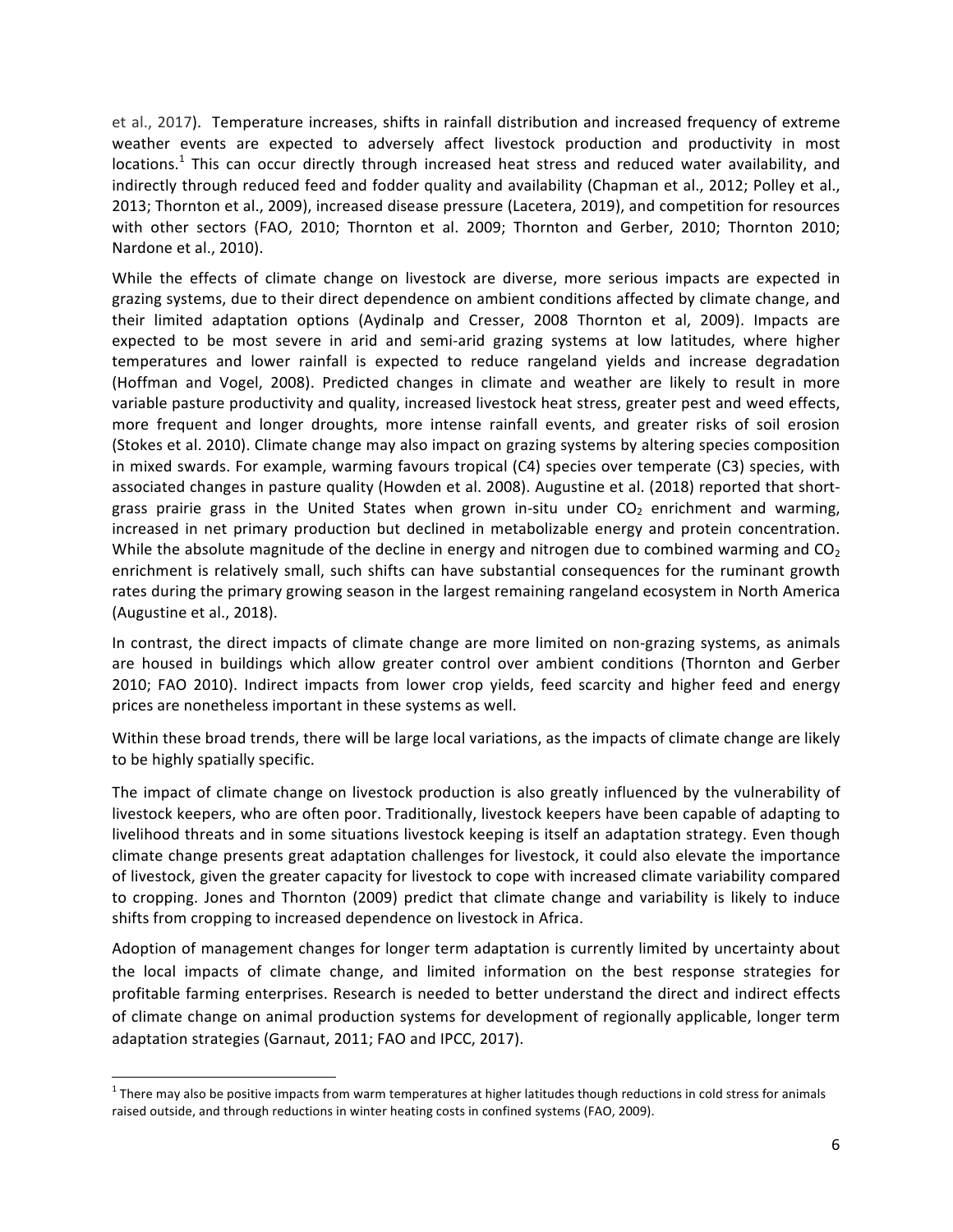et al., 2017). Temperature increases, shifts in rainfall distribution and increased frequency of extreme weather events are expected to adversely affect livestock production and productivity in most locations.[1] This can occur directly through increased heat stress and reduced water availability, and indirectly through reduced feed and fodder quality and availability (Chapman et al., 2012; Polley et al., 2013; Thornton et al., 2009), increased disease pressure (Lacetera, 2019), and competition for resources with other sectors (FAO, 2010; Thornton et al. 2009; Thornton and Gerber, 2010; Thornton 2010; Nardone et al., 2010).

While the effects of climate change on livestock are diverse, more serious impacts are expected in grazing systems, due to their direct dependence on ambient conditions affected by climate change, and their limited adaptation options (Aydinalp and Cresser, 2008 Thornton et al, 2009). Impacts are expected to be most severe in arid and semi-arid grazing systems at low latitudes, where higher temperatures and lower rainfall is expected to reduce rangeland yields and increase degradation (Hoffman and Vogel, 2008). Predicted changes in climate and weather are likely to result in more variable pasture productivity and quality, increased livestock heat stress, greater pest and weed effects, more frequent and longer droughts, more intense rainfall events, and greater risks of soil erosion (Stokes et al. 2010). Climate change may also impact on grazing systems by altering species composition in mixed swards. For example, warming favours tropical (C4) species over temperate (C3) species, with associated changes in pasture quality (Howden et al. 2008). Augustine et al. (2018) reported that short-grass prairie grass in the United States when grown in-situ under $CO_2$ enrichment and warming, increased in net primary production but declined in metabolizable energy and protein concentration. While the absolute magnitude of the decline in energy and nitrogen due to combined warming and $CO_2$ enrichment is relatively small, such shifts can have substantial consequences for the ruminant growth rates during the primary growing season in the largest remaining rangeland ecosystem in North America (Augustine et al., 2018).

In contrast, the direct impacts of climate change are more limited on non-grazing systems, as animals are housed in buildings which allow greater control over ambient conditions (Thornton and Gerber 2010; FAO 2010). Indirect impacts from lower crop yields, feed scarcity and higher feed and energy prices are nonetheless important in these systems as well.

Within these broad trends, there will be large local variations, as the impacts of climate change are likely to be highly spatially specific.

The impact of climate change on livestock production is also greatly influenced by the vulnerability of livestock keepers, who are often poor. Traditionally, livestock keepers have been capable of adapting to livelihood threats and in some situations livestock keeping is itself an adaptation strategy. Even though climate change presents great adaptation challenges for livestock, it could also elevate the importance of livestock, given the greater capacity for livestock to cope with increased climate variability compared to cropping. Jones and Thornton (2009) predict that climate change and variability is likely to induce shifts from cropping to increased dependence on livestock in Africa.

Adoption of management changes for longer term adaptation is currently limited by uncertainty about the local impacts of climate change, and limited information on the best response strategies for profitable farming enterprises. Research is needed to better understand the direct and indirect effects of climate change on animal production systems for development of regionally applicable, longer term adaptation strategies (Garnaut, 2011; FAO and IPCC, 2017).

[1] There may also be positive impacts from warm temperatures at higher latitudes though reductions in cold stress for animals raised outside, and through reductions in winter heating costs in confined systems (FAO, 2009).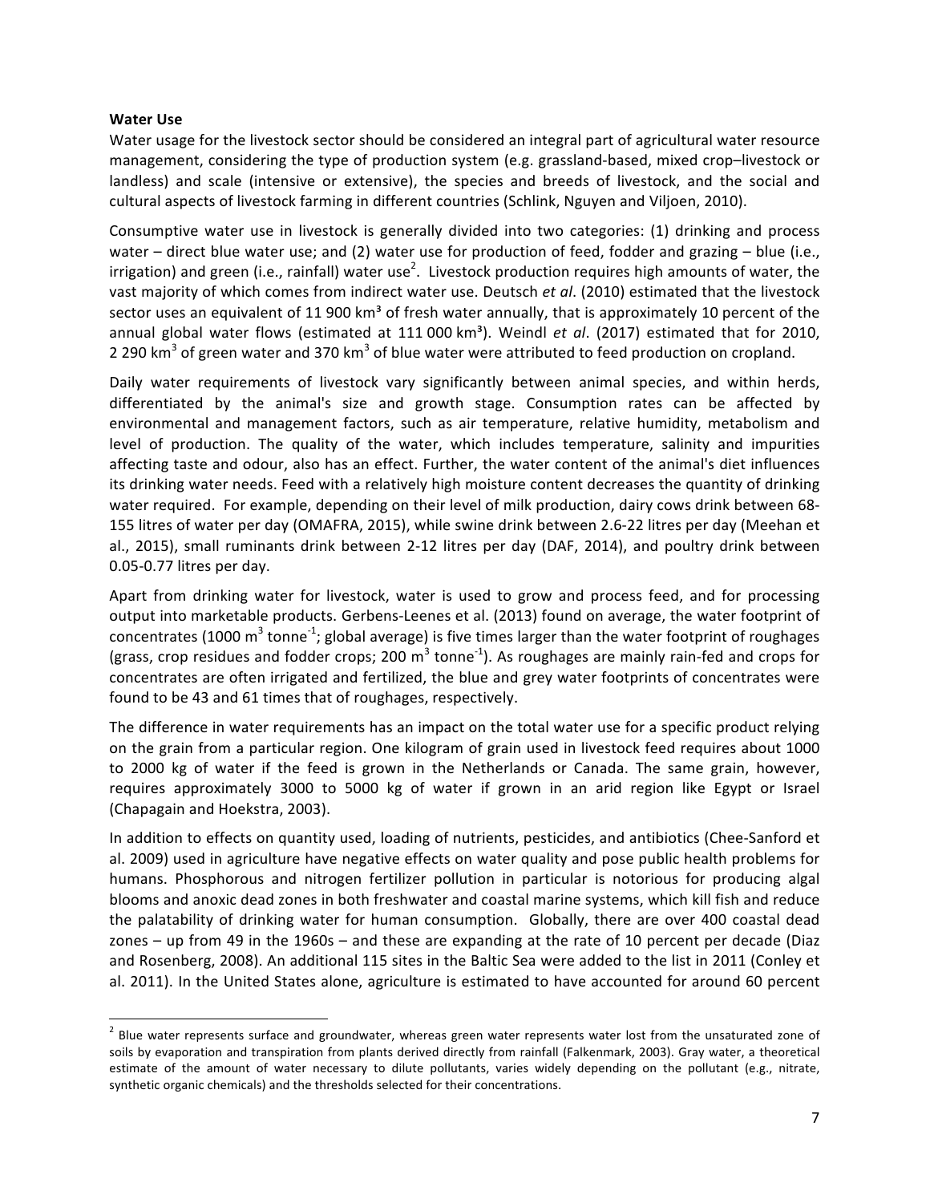**Water Use**

Water usage for the livestock sector should be considered an integral part of agricultural water resource management, considering the type of production system (e.g. grassland-based, mixed crop–livestock or landless) and scale (intensive or extensive), the species and breeds of livestock, and the social and cultural aspects of livestock farming in different countries (Schlink, Nguyen and Viljoen, 2010).

Consumptive water use in livestock is generally divided into two categories: (1) drinking and process water – direct blue water use; and (2) water use for production of feed, fodder and grazing – blue (i.e., irrigation) and green (i.e., rainfall) water use[2]. Livestock production requires high amounts of water, the vast majority of which comes from indirect water use. Deutsch *et al*. (2010) estimated that the livestock sector uses an equivalent of 11 900 km³ of fresh water annually, that is approximately 10 percent of the annual global water flows (estimated at 111 000 km³). Weindl *et al*. (2017) estimated that for 2010, 2 290 km³ of green water and 370 km³ of blue water were attributed to feed production on cropland.

Daily water requirements of livestock vary significantly between animal species, and within herds, differentiated by the animal's size and growth stage. Consumption rates can be affected by environmental and management factors, such as air temperature, relative humidity, metabolism and level of production. The quality of the water, which includes temperature, salinity and impurities affecting taste and odour, also has an effect. Further, the water content of the animal's diet influences its drinking water needs. Feed with a relatively high moisture content decreases the quantity of drinking water required. For example, depending on their level of milk production, dairy cows drink between 68-155 litres of water per day (OMAFRA, 2015), while swine drink between 2.6-22 litres per day (Meehan et al., 2015), small ruminants drink between 2-12 litres per day (DAF, 2014), and poultry drink between 0.05-0.77 litres per day.

Apart from drinking water for livestock, water is used to grow and process feed, and for processing output into marketable products. Gerbens-Leenes et al. (2013) found on average, the water footprint of concentrates (1000 $m^3$ $tonne^{-1}$; global average) is five times larger than the water footprint of roughages (grass, crop residues and fodder crops; 200 $m^3$ $tonne^{-1}$). As roughages are mainly rain-fed and crops for concentrates are often irrigated and fertilized, the blue and grey water footprints of concentrates were found to be 43 and 61 times that of roughages, respectively.

The difference in water requirements has an impact on the total water use for a specific product relying on the grain from a particular region. One kilogram of grain used in livestock feed requires about 1000 to 2000 kg of water if the feed is grown in the Netherlands or Canada. The same grain, however, requires approximately 3000 to 5000 kg of water if grown in an arid region like Egypt or Israel (Chapagain and Hoekstra, 2003).

In addition to effects on quantity used, loading of nutrients, pesticides, and antibiotics (Chee-Sanford et al. 2009) used in agriculture have negative effects on water quality and pose public health problems for humans. Phosphorous and nitrogen fertilizer pollution in particular is notorious for producing algal blooms and anoxic dead zones in both freshwater and coastal marine systems, which kill fish and reduce the palatability of drinking water for human consumption. Globally, there are over 400 coastal dead zones – up from 49 in the 1960s – and these are expanding at the rate of 10 percent per decade (Diaz and Rosenberg, 2008). An additional 115 sites in the Baltic Sea were added to the list in 2011 (Conley et al. 2011). In the United States alone, agriculture is estimated to have accounted for around 60 percent

[2] Blue water represents surface and groundwater, whereas green water represents water lost from the unsaturated zone of soils by evaporation and transpiration from plants derived directly from rainfall (Falkenmark, 2003). Gray water, a theoretical estimate of the amount of water necessary to dilute pollutants, varies widely depending on the pollutant (e.g., nitrate, synthetic organic chemicals) and the thresholds selected for their concentrations.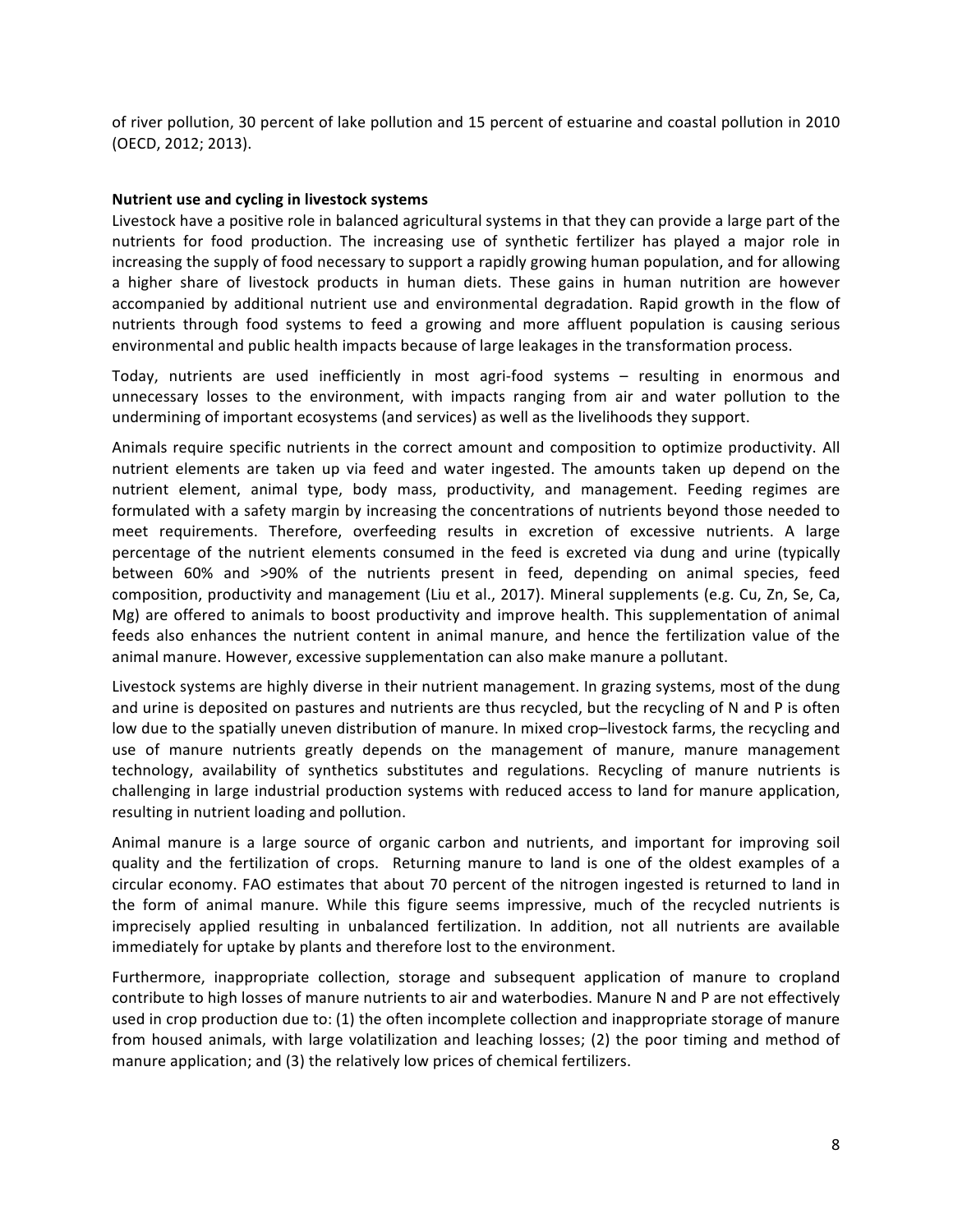of river pollution, 30 percent of lake pollution and 15 percent of estuarine and coastal pollution in 2010 (OECD, 2012; 2013).

**Nutrient use and cycling in livestock systems**

Livestock have a positive role in balanced agricultural systems in that they can provide a large part of the nutrients for food production. The increasing use of synthetic fertilizer has played a major role in increasing the supply of food necessary to support a rapidly growing human population, and for allowing a higher share of livestock products in human diets. These gains in human nutrition are however accompanied by additional nutrient use and environmental degradation. Rapid growth in the flow of nutrients through food systems to feed a growing and more affluent population is causing serious environmental and public health impacts because of large leakages in the transformation process.

Today, nutrients are used inefficiently in most agri-food systems – resulting in enormous and unnecessary losses to the environment, with impacts ranging from air and water pollution to the undermining of important ecosystems (and services) as well as the livelihoods they support.

Animals require specific nutrients in the correct amount and composition to optimize productivity. All nutrient elements are taken up via feed and water ingested. The amounts taken up depend on the nutrient element, animal type, body mass, productivity, and management. Feeding regimes are formulated with a safety margin by increasing the concentrations of nutrients beyond those needed to meet requirements. Therefore, overfeeding results in excretion of excessive nutrients. A large percentage of the nutrient elements consumed in the feed is excreted via dung and urine (typically between 60% and >90% of the nutrients present in feed, depending on animal species, feed composition, productivity and management (Liu et al., 2017). Mineral supplements (e.g. Cu, Zn, Se, Ca, Mg) are offered to animals to boost productivity and improve health. This supplementation of animal feeds also enhances the nutrient content in animal manure, and hence the fertilization value of the animal manure. However, excessive supplementation can also make manure a pollutant.

Livestock systems are highly diverse in their nutrient management. In grazing systems, most of the dung and urine is deposited on pastures and nutrients are thus recycled, but the recycling of N and P is often low due to the spatially uneven distribution of manure. In mixed crop–livestock farms, the recycling and use of manure nutrients greatly depends on the management of manure, manure management technology, availability of synthetics substitutes and regulations. Recycling of manure nutrients is challenging in large industrial production systems with reduced access to land for manure application, resulting in nutrient loading and pollution.

Animal manure is a large source of organic carbon and nutrients, and important for improving soil quality and the fertilization of crops. Returning manure to land is one of the oldest examples of a circular economy. FAO estimates that about 70 percent of the nitrogen ingested is returned to land in the form of animal manure. While this figure seems impressive, much of the recycled nutrients is imprecisely applied resulting in unbalanced fertilization. In addition, not all nutrients are available immediately for uptake by plants and therefore lost to the environment.

Furthermore, inappropriate collection, storage and subsequent application of manure to cropland contribute to high losses of manure nutrients to air and waterbodies. Manure N and P are not effectively used in crop production due to: (1) the often incomplete collection and inappropriate storage of manure from housed animals, with large volatilization and leaching losses; (2) the poor timing and method of manure application; and (3) the relatively low prices of chemical fertilizers.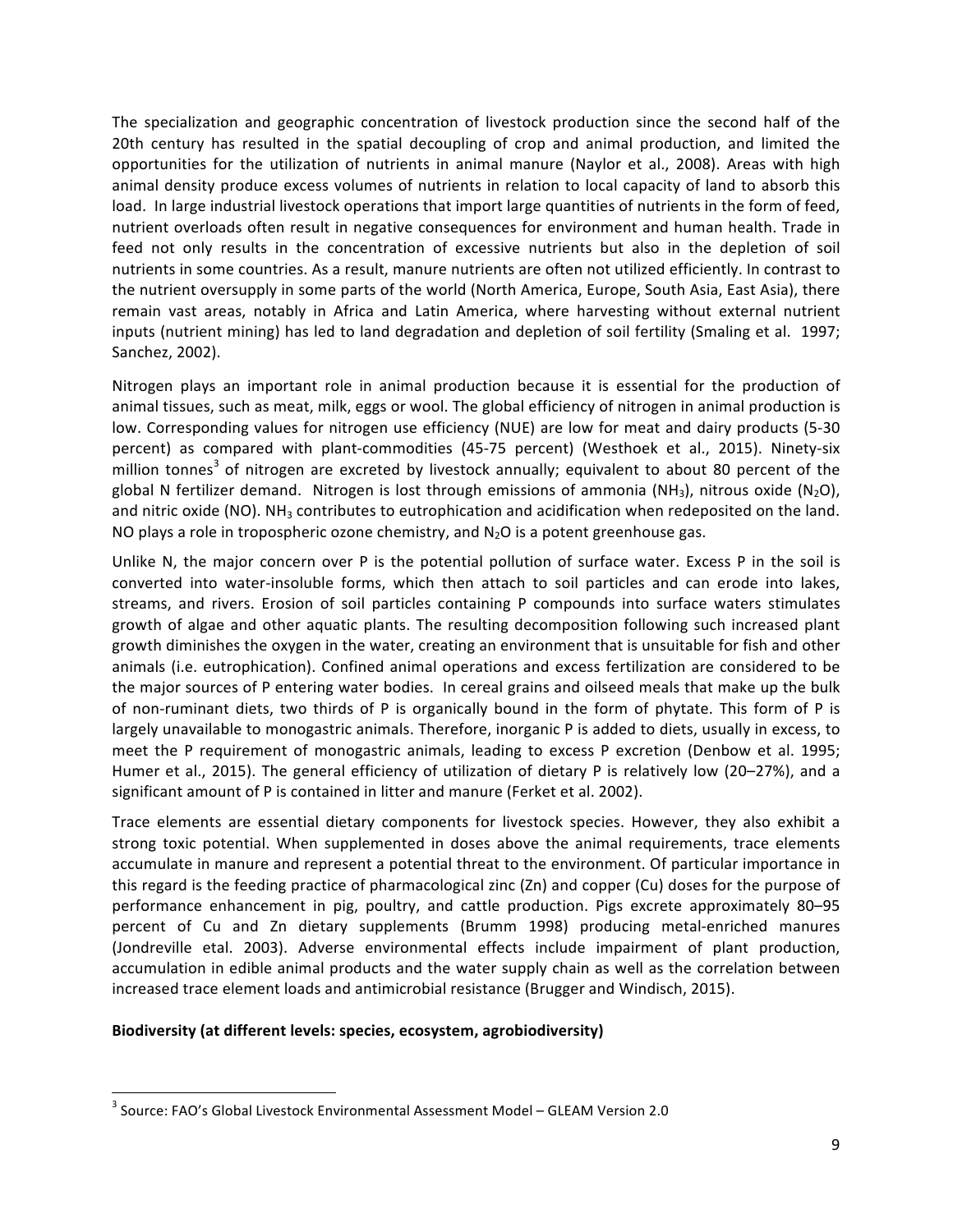The specialization and geographic concentration of livestock production since the second half of the 20th century has resulted in the spatial decoupling of crop and animal production, and limited the opportunities for the utilization of nutrients in animal manure (Naylor et al., 2008). Areas with high animal density produce excess volumes of nutrients in relation to local capacity of land to absorb this load. In large industrial livestock operations that import large quantities of nutrients in the form of feed, nutrient overloads often result in negative consequences for environment and human health. Trade in feed not only results in the concentration of excessive nutrients but also in the depletion of soil nutrients in some countries. As a result, manure nutrients are often not utilized efficiently. In contrast to the nutrient oversupply in some parts of the world (North America, Europe, South Asia, East Asia), there remain vast areas, notably in Africa and Latin America, where harvesting without external nutrient inputs (nutrient mining) has led to land degradation and depletion of soil fertility (Smaling et al. 1997; Sanchez, 2002).

Nitrogen plays an important role in animal production because it is essential for the production of animal tissues, such as meat, milk, eggs or wool. The global efficiency of nitrogen in animal production is low. Corresponding values for nitrogen use efficiency (NUE) are low for meat and dairy products (5-30 percent) as compared with plant-commodities (45-75 percent) (Westhoek et al., 2015). Ninety-six million tonnes[3] of nitrogen are excreted by livestock annually; equivalent to about 80 percent of the global N fertilizer demand. Nitrogen is lost through emissions of ammonia ($NH_3$), nitrous oxide ($N_2O$), and nitric oxide (NO). $NH_3$ contributes to eutrophication and acidification when redeposited on the land. NO plays a role in tropospheric ozone chemistry, and $N_2O$ is a potent greenhouse gas.

Unlike N, the major concern over P is the potential pollution of surface water. Excess P in the soil is converted into water-insoluble forms, which then attach to soil particles and can erode into lakes, streams, and rivers. Erosion of soil particles containing P compounds into surface waters stimulates growth of algae and other aquatic plants. The resulting decomposition following such increased plant growth diminishes the oxygen in the water, creating an environment that is unsuitable for fish and other animals (i.e. eutrophication). Confined animal operations and excess fertilization are considered to be the major sources of P entering water bodies. In cereal grains and oilseed meals that make up the bulk of non-ruminant diets, two thirds of P is organically bound in the form of phytate. This form of P is largely unavailable to monogastric animals. Therefore, inorganic P is added to diets, usually in excess, to meet the P requirement of monogastric animals, leading to excess P excretion (Denbow et al. 1995; Humer et al., 2015). The general efficiency of utilization of dietary P is relatively low (20–27%), and a significant amount of P is contained in litter and manure (Ferket et al. 2002).

Trace elements are essential dietary components for livestock species. However, they also exhibit a strong toxic potential. When supplemented in doses above the animal requirements, trace elements accumulate in manure and represent a potential threat to the environment. Of particular importance in this regard is the feeding practice of pharmacological zinc (Zn) and copper (Cu) doses for the purpose of performance enhancement in pig, poultry, and cattle production. Pigs excrete approximately 80–95 percent of Cu and Zn dietary supplements (Brumm 1998) producing metal-enriched manures (Jondreville etal. 2003). Adverse environmental effects include impairment of plant production, accumulation in edible animal products and the water supply chain as well as the correlation between increased trace element loads and antimicrobial resistance (Brugger and Windisch, 2015).

**Biodiversity (at different levels: species, ecosystem, agrobiodiversity)**

[3] Source: FAO's Global Livestock Environmental Assessment Model – GLEAM Version 2.0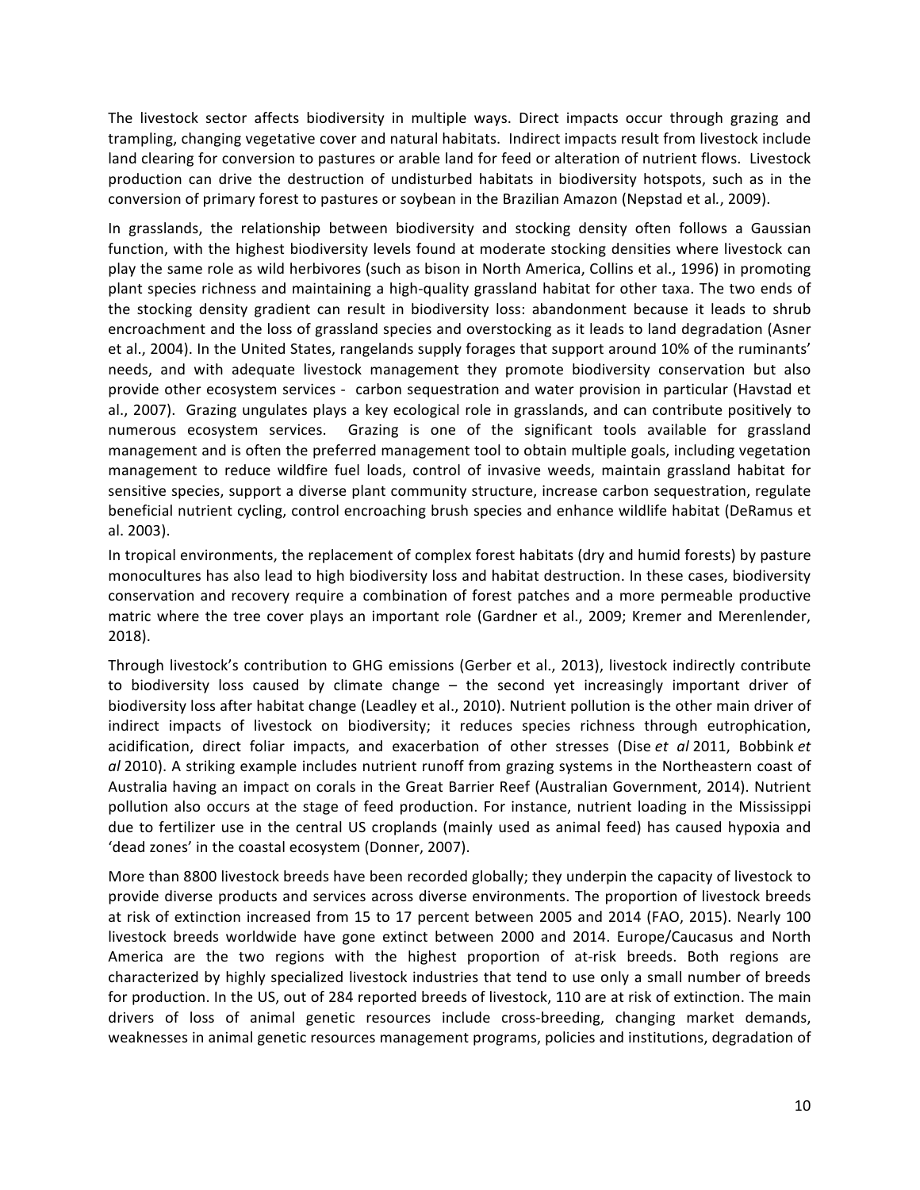The livestock sector affects biodiversity in multiple ways. Direct impacts occur through grazing and trampling, changing vegetative cover and natural habitats. Indirect impacts result from livestock include land clearing for conversion to pastures or arable land for feed or alteration of nutrient flows. Livestock production can drive the destruction of undisturbed habitats in biodiversity hotspots, such as in the conversion of primary forest to pastures or soybean in the Brazilian Amazon (Nepstad et al*.*, 2009).

In grasslands, the relationship between biodiversity and stocking density often follows a Gaussian function, with the highest biodiversity levels found at moderate stocking densities where livestock can play the same role as wild herbivores (such as bison in North America, Collins et al., 1996) in promoting plant species richness and maintaining a high-quality grassland habitat for other taxa. The two ends of the stocking density gradient can result in biodiversity loss: abandonment because it leads to shrub encroachment and the loss of grassland species and overstocking as it leads to land degradation (Asner et al., 2004). In the United States, rangelands supply forages that support around 10% of the ruminants' needs, and with adequate livestock management they promote biodiversity conservation but also provide other ecosystem services - carbon sequestration and water provision in particular (Havstad et al., 2007). Grazing ungulates plays a key ecological role in grasslands, and can contribute positively to numerous ecosystem services. Grazing is one of the significant tools available for grassland management and is often the preferred management tool to obtain multiple goals, including vegetation management to reduce wildfire fuel loads, control of invasive weeds, maintain grassland habitat for sensitive species, support a diverse plant community structure, increase carbon sequestration, regulate beneficial nutrient cycling, control encroaching brush species and enhance wildlife habitat (DeRamus et al. 2003).

In tropical environments, the replacement of complex forest habitats (dry and humid forests) by pasture monocultures has also lead to high biodiversity loss and habitat destruction. In these cases, biodiversity conservation and recovery require a combination of forest patches and a more permeable productive matric where the tree cover plays an important role (Gardner et al., 2009; Kremer and Merenlender, 2018).

Through livestock's contribution to GHG emissions (Gerber et al., 2013), livestock indirectly contribute to biodiversity loss caused by climate change – the second yet increasingly important driver of biodiversity loss after habitat change (Leadley et al., 2010). Nutrient pollution is the other main driver of indirect impacts of livestock on biodiversity; it reduces species richness through eutrophication, acidification, direct foliar impacts, and exacerbation of other stresses (Dise *et al* 2011, Bobbink *et al* 2010). A striking example includes nutrient runoff from grazing systems in the Northeastern coast of Australia having an impact on corals in the Great Barrier Reef (Australian Government, 2014). Nutrient pollution also occurs at the stage of feed production. For instance, nutrient loading in the Mississippi due to fertilizer use in the central US croplands (mainly used as animal feed) has caused hypoxia and 'dead zones' in the coastal ecosystem (Donner, 2007).

More than 8800 livestock breeds have been recorded globally; they underpin the capacity of livestock to provide diverse products and services across diverse environments. The proportion of livestock breeds at risk of extinction increased from 15 to 17 percent between 2005 and 2014 (FAO, 2015). Nearly 100 livestock breeds worldwide have gone extinct between 2000 and 2014. Europe/Caucasus and North America are the two regions with the highest proportion of at-risk breeds. Both regions are characterized by highly specialized livestock industries that tend to use only a small number of breeds for production. In the US, out of 284 reported breeds of livestock, 110 are at risk of extinction. The main drivers of loss of animal genetic resources include cross-breeding, changing market demands, weaknesses in animal genetic resources management programs, policies and institutions, degradation of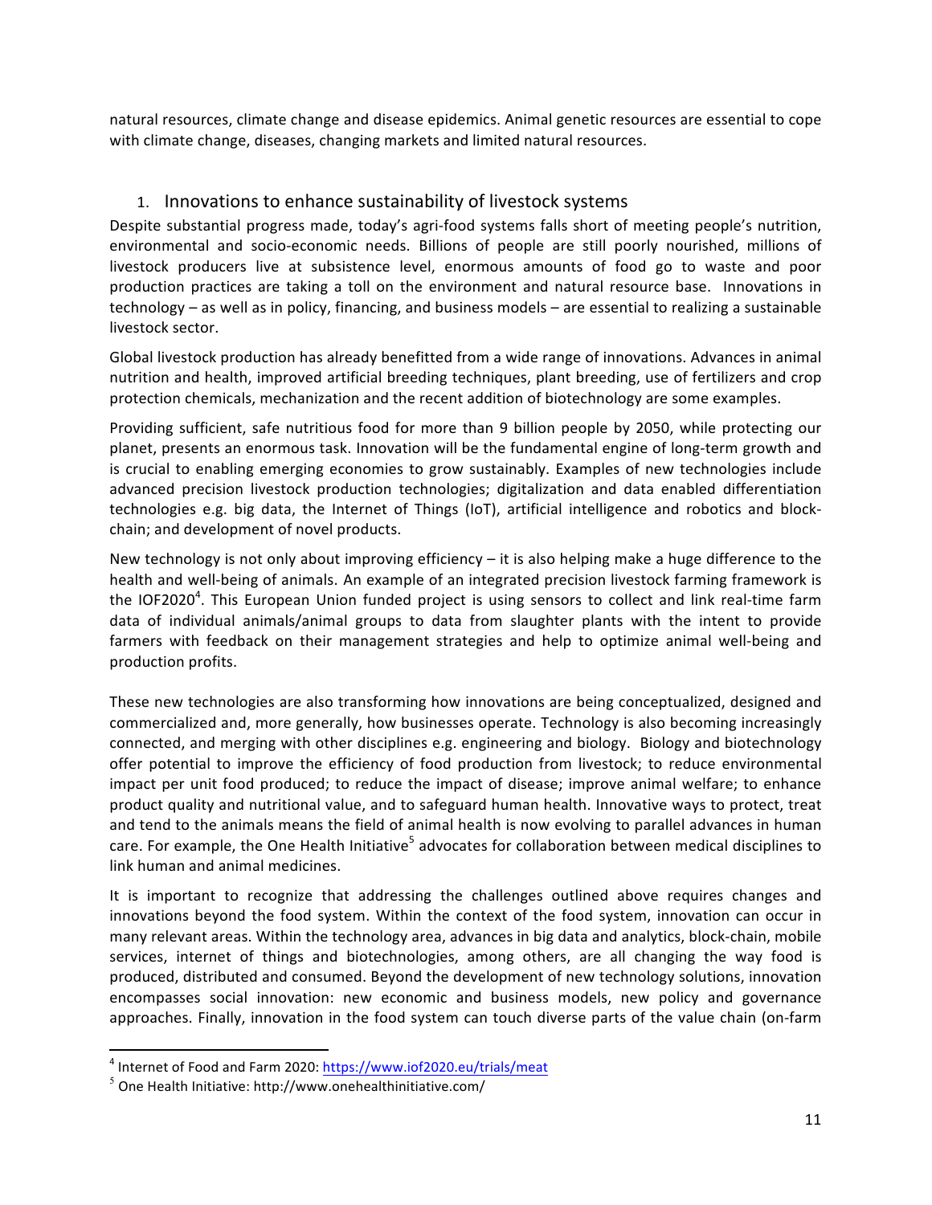natural resources, climate change and disease epidemics. Animal genetic resources are essential to cope with climate change, diseases, changing markets and limited natural resources.

## 1. Innovations to enhance sustainability of livestock systems

Despite substantial progress made, today's agri-food systems falls short of meeting people's nutrition, environmental and socio-economic needs. Billions of people are still poorly nourished, millions of livestock producers live at subsistence level, enormous amounts of food go to waste and poor production practices are taking a toll on the environment and natural resource base. Innovations in technology – as well as in policy, financing, and business models – are essential to realizing a sustainable livestock sector.

Global livestock production has already benefitted from a wide range of innovations. Advances in animal nutrition and health, improved artificial breeding techniques, plant breeding, use of fertilizers and crop protection chemicals, mechanization and the recent addition of biotechnology are some examples.

Providing sufficient, safe nutritious food for more than 9 billion people by 2050, while protecting our planet, presents an enormous task. Innovation will be the fundamental engine of long-term growth and is crucial to enabling emerging economies to grow sustainably. Examples of new technologies include advanced precision livestock production technologies; digitalization and data enabled differentiation technologies e.g. big data, the Internet of Things (IoT), artificial intelligence and robotics and block-chain; and development of novel products.

New technology is not only about improving efficiency – it is also helping make a huge difference to the health and well-being of animals. An example of an integrated precision livestock farming framework is the IOF2020[4]. This European Union funded project is using sensors to collect and link real-time farm data of individual animals/animal groups to data from slaughter plants with the intent to provide farmers with feedback on their management strategies and help to optimize animal well-being and production profits.

These new technologies are also transforming how innovations are being conceptualized, designed and commercialized and, more generally, how businesses operate. Technology is also becoming increasingly connected, and merging with other disciplines e.g. engineering and biology. Biology and biotechnology offer potential to improve the efficiency of food production from livestock; to reduce environmental impact per unit food produced; to reduce the impact of disease; improve animal welfare; to enhance product quality and nutritional value, and to safeguard human health. Innovative ways to protect, treat and tend to the animals means the field of animal health is now evolving to parallel advances in human care. For example, the One Health Initiative[5] advocates for collaboration between medical disciplines to link human and animal medicines.

It is important to recognize that addressing the challenges outlined above requires changes and innovations beyond the food system. Within the context of the food system, innovation can occur in many relevant areas. Within the technology area, advances in big data and analytics, block-chain, mobile services, internet of things and biotechnologies, among others, are all changing the way food is produced, distributed and consumed. Beyond the development of new technology solutions, innovation encompasses social innovation: new economic and business models, new policy and governance approaches. Finally, innovation in the food system can touch diverse parts of the value chain (on-farm

---

[4] Internet of Food and Farm 2020: https://www.iof2020.eu/trials/meat

[5] One Health Initiative: http://www.onehealthinitiative.com/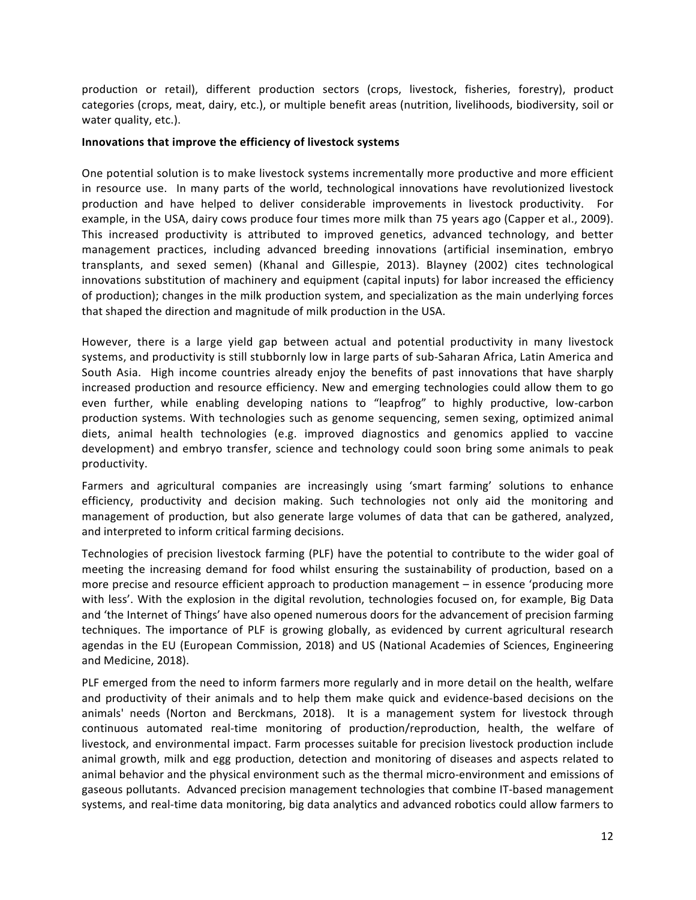production or retail), different production sectors (crops, livestock, fisheries, forestry), product categories (crops, meat, dairy, etc.), or multiple benefit areas (nutrition, livelihoods, biodiversity, soil or water quality, etc.).

**Innovations that improve the efficiency of livestock systems**

One potential solution is to make livestock systems incrementally more productive and more efficient in resource use. In many parts of the world, technological innovations have revolutionized livestock production and have helped to deliver considerable improvements in livestock productivity. For example, in the USA, dairy cows produce four times more milk than 75 years ago (Capper et al., 2009). This increased productivity is attributed to improved genetics, advanced technology, and better management practices, including advanced breeding innovations (artificial insemination, embryo transplants, and sexed semen) (Khanal and Gillespie, 2013). Blayney (2002) cites technological innovations substitution of machinery and equipment (capital inputs) for labor increased the efficiency of production); changes in the milk production system, and specialization as the main underlying forces that shaped the direction and magnitude of milk production in the USA.

However, there is a large yield gap between actual and potential productivity in many livestock systems, and productivity is still stubbornly low in large parts of sub-Saharan Africa, Latin America and South Asia. High income countries already enjoy the benefits of past innovations that have sharply increased production and resource efficiency. New and emerging technologies could allow them to go even further, while enabling developing nations to "leapfrog" to highly productive, low-carbon production systems. With technologies such as genome sequencing, semen sexing, optimized animal diets, animal health technologies (e.g. improved diagnostics and genomics applied to vaccine development) and embryo transfer, science and technology could soon bring some animals to peak productivity.

Farmers and agricultural companies are increasingly using 'smart farming' solutions to enhance efficiency, productivity and decision making. Such technologies not only aid the monitoring and management of production, but also generate large volumes of data that can be gathered, analyzed, and interpreted to inform critical farming decisions.

Technologies of precision livestock farming (PLF) have the potential to contribute to the wider goal of meeting the increasing demand for food whilst ensuring the sustainability of production, based on a more precise and resource efficient approach to production management – in essence 'producing more with less'. With the explosion in the digital revolution, technologies focused on, for example, Big Data and 'the Internet of Things' have also opened numerous doors for the advancement of precision farming techniques. The importance of PLF is growing globally, as evidenced by current agricultural research agendas in the EU (European Commission, 2018) and US (National Academies of Sciences, Engineering and Medicine, 2018).

PLF emerged from the need to inform farmers more regularly and in more detail on the health, welfare and productivity of their animals and to help them make quick and evidence-based decisions on the animals' needs (Norton and Berckmans, 2018). It is a management system for livestock through continuous automated real-time monitoring of production/reproduction, health, the welfare of livestock, and environmental impact. Farm processes suitable for precision livestock production include animal growth, milk and egg production, detection and monitoring of diseases and aspects related to animal behavior and the physical environment such as the thermal micro-environment and emissions of gaseous pollutants. Advanced precision management technologies that combine IT-based management systems, and real-time data monitoring, big data analytics and advanced robotics could allow farmers to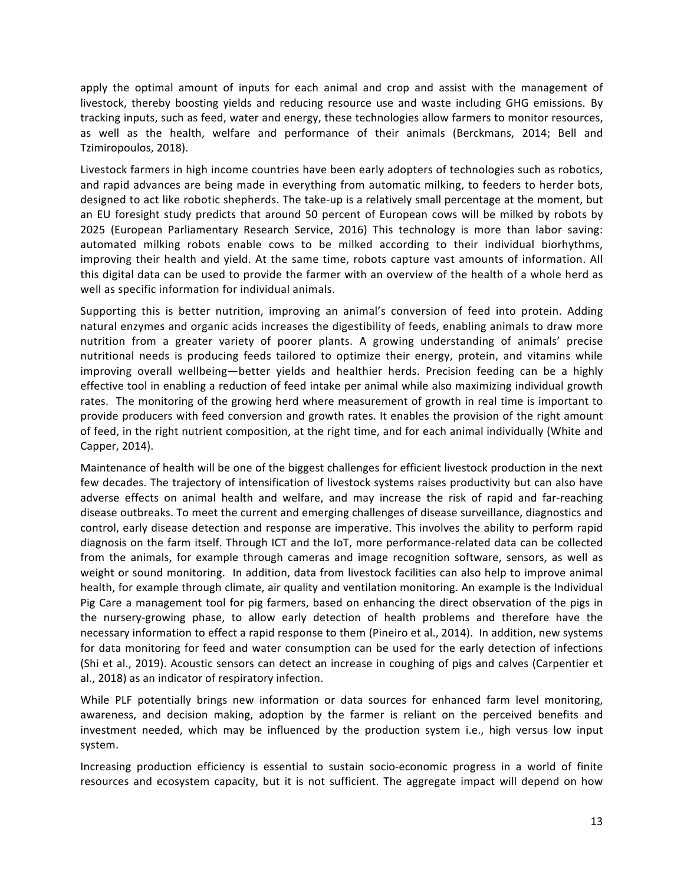apply the optimal amount of inputs for each animal and crop and assist with the management of livestock, thereby boosting yields and reducing resource use and waste including GHG emissions. By tracking inputs, such as feed, water and energy, these technologies allow farmers to monitor resources, as well as the health, welfare and performance of their animals (Berckmans, 2014; Bell and Tzimiropoulos, 2018).

Livestock farmers in high income countries have been early adopters of technologies such as robotics, and rapid advances are being made in everything from automatic milking, to feeders to herder bots, designed to act like robotic shepherds. The take-up is a relatively small percentage at the moment, but an EU foresight study predicts that around 50 percent of European cows will be milked by robots by 2025 (European Parliamentary Research Service, 2016) This technology is more than labor saving: automated milking robots enable cows to be milked according to their individual biorhythms, improving their health and yield. At the same time, robots capture vast amounts of information. All this digital data can be used to provide the farmer with an overview of the health of a whole herd as well as specific information for individual animals.

Supporting this is better nutrition, improving an animal's conversion of feed into protein. Adding natural enzymes and organic acids increases the digestibility of feeds, enabling animals to draw more nutrition from a greater variety of poorer plants. A growing understanding of animals' precise nutritional needs is producing feeds tailored to optimize their energy, protein, and vitamins while improving overall wellbeing—better yields and healthier herds. Precision feeding can be a highly effective tool in enabling a reduction of feed intake per animal while also maximizing individual growth rates. The monitoring of the growing herd where measurement of growth in real time is important to provide producers with feed conversion and growth rates. It enables the provision of the right amount of feed, in the right nutrient composition, at the right time, and for each animal individually (White and Capper, 2014).

Maintenance of health will be one of the biggest challenges for efficient livestock production in the next few decades. The trajectory of intensification of livestock systems raises productivity but can also have adverse effects on animal health and welfare, and may increase the risk of rapid and far-reaching disease outbreaks. To meet the current and emerging challenges of disease surveillance, diagnostics and control, early disease detection and response are imperative. This involves the ability to perform rapid diagnosis on the farm itself. Through ICT and the IoT, more performance-related data can be collected from the animals, for example through cameras and image recognition software, sensors, as well as weight or sound monitoring. In addition, data from livestock facilities can also help to improve animal health, for example through climate, air quality and ventilation monitoring. An example is the Individual Pig Care a management tool for pig farmers, based on enhancing the direct observation of the pigs in the nursery-growing phase, to allow early detection of health problems and therefore have the necessary information to effect a rapid response to them (Pineiro et al., 2014). In addition, new systems for data monitoring for feed and water consumption can be used for the early detection of infections (Shi et al., 2019). Acoustic sensors can detect an increase in coughing of pigs and calves (Carpentier et al., 2018) as an indicator of respiratory infection.

While PLF potentially brings new information or data sources for enhanced farm level monitoring, awareness, and decision making, adoption by the farmer is reliant on the perceived benefits and investment needed, which may be influenced by the production system i.e., high versus low input system.

Increasing production efficiency is essential to sustain socio-economic progress in a world of finite resources and ecosystem capacity, but it is not sufficient. The aggregate impact will depend on how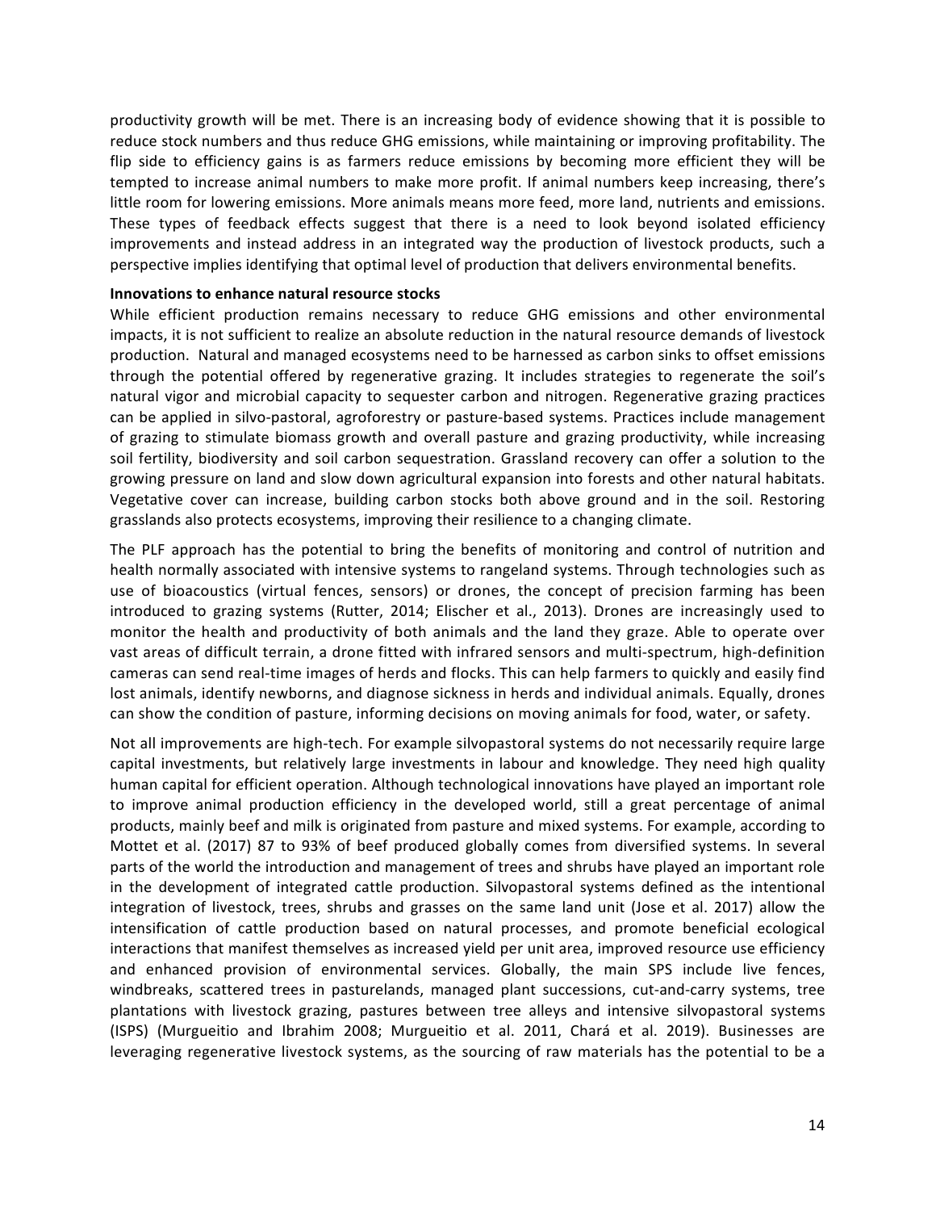productivity growth will be met. There is an increasing body of evidence showing that it is possible to reduce stock numbers and thus reduce GHG emissions, while maintaining or improving profitability. The flip side to efficiency gains is as farmers reduce emissions by becoming more efficient they will be tempted to increase animal numbers to make more profit. If animal numbers keep increasing, there's little room for lowering emissions. More animals means more feed, more land, nutrients and emissions. These types of feedback effects suggest that there is a need to look beyond isolated efficiency improvements and instead address in an integrated way the production of livestock products, such a perspective implies identifying that optimal level of production that delivers environmental benefits.

**Innovations to enhance natural resource stocks**

While efficient production remains necessary to reduce GHG emissions and other environmental impacts, it is not sufficient to realize an absolute reduction in the natural resource demands of livestock production. Natural and managed ecosystems need to be harnessed as carbon sinks to offset emissions through the potential offered by regenerative grazing. It includes strategies to regenerate the soil's natural vigor and microbial capacity to sequester carbon and nitrogen. Regenerative grazing practices can be applied in silvo-pastoral, agroforestry or pasture-based systems. Practices include management of grazing to stimulate biomass growth and overall pasture and grazing productivity, while increasing soil fertility, biodiversity and soil carbon sequestration. Grassland recovery can offer a solution to the growing pressure on land and slow down agricultural expansion into forests and other natural habitats. Vegetative cover can increase, building carbon stocks both above ground and in the soil. Restoring grasslands also protects ecosystems, improving their resilience to a changing climate.

The PLF approach has the potential to bring the benefits of monitoring and control of nutrition and health normally associated with intensive systems to rangeland systems. Through technologies such as use of bioacoustics (virtual fences, sensors) or drones, the concept of precision farming has been introduced to grazing systems (Rutter, 2014; Elischer et al., 2013). Drones are increasingly used to monitor the health and productivity of both animals and the land they graze. Able to operate over vast areas of difficult terrain, a drone fitted with infrared sensors and multi-spectrum, high-definition cameras can send real-time images of herds and flocks. This can help farmers to quickly and easily find lost animals, identify newborns, and diagnose sickness in herds and individual animals. Equally, drones can show the condition of pasture, informing decisions on moving animals for food, water, or safety.

Not all improvements are high-tech. For example silvopastoral systems do not necessarily require large capital investments, but relatively large investments in labour and knowledge. They need high quality human capital for efficient operation. Although technological innovations have played an important role to improve animal production efficiency in the developed world, still a great percentage of animal products, mainly beef and milk is originated from pasture and mixed systems. For example, according to Mottet et al. (2017) 87 to 93% of beef produced globally comes from diversified systems. In several parts of the world the introduction and management of trees and shrubs have played an important role in the development of integrated cattle production. Silvopastoral systems defined as the intentional integration of livestock, trees, shrubs and grasses on the same land unit (Jose et al. 2017) allow the intensification of cattle production based on natural processes, and promote beneficial ecological interactions that manifest themselves as increased yield per unit area, improved resource use efficiency and enhanced provision of environmental services. Globally, the main SPS include live fences, windbreaks, scattered trees in pasturelands, managed plant successions, cut-and-carry systems, tree plantations with livestock grazing, pastures between tree alleys and intensive silvopastoral systems (ISPS) (Murgueitio and Ibrahim 2008; Murgueitio et al. 2011, Chará et al. 2019). Businesses are leveraging regenerative livestock systems, as the sourcing of raw materials has the potential to be a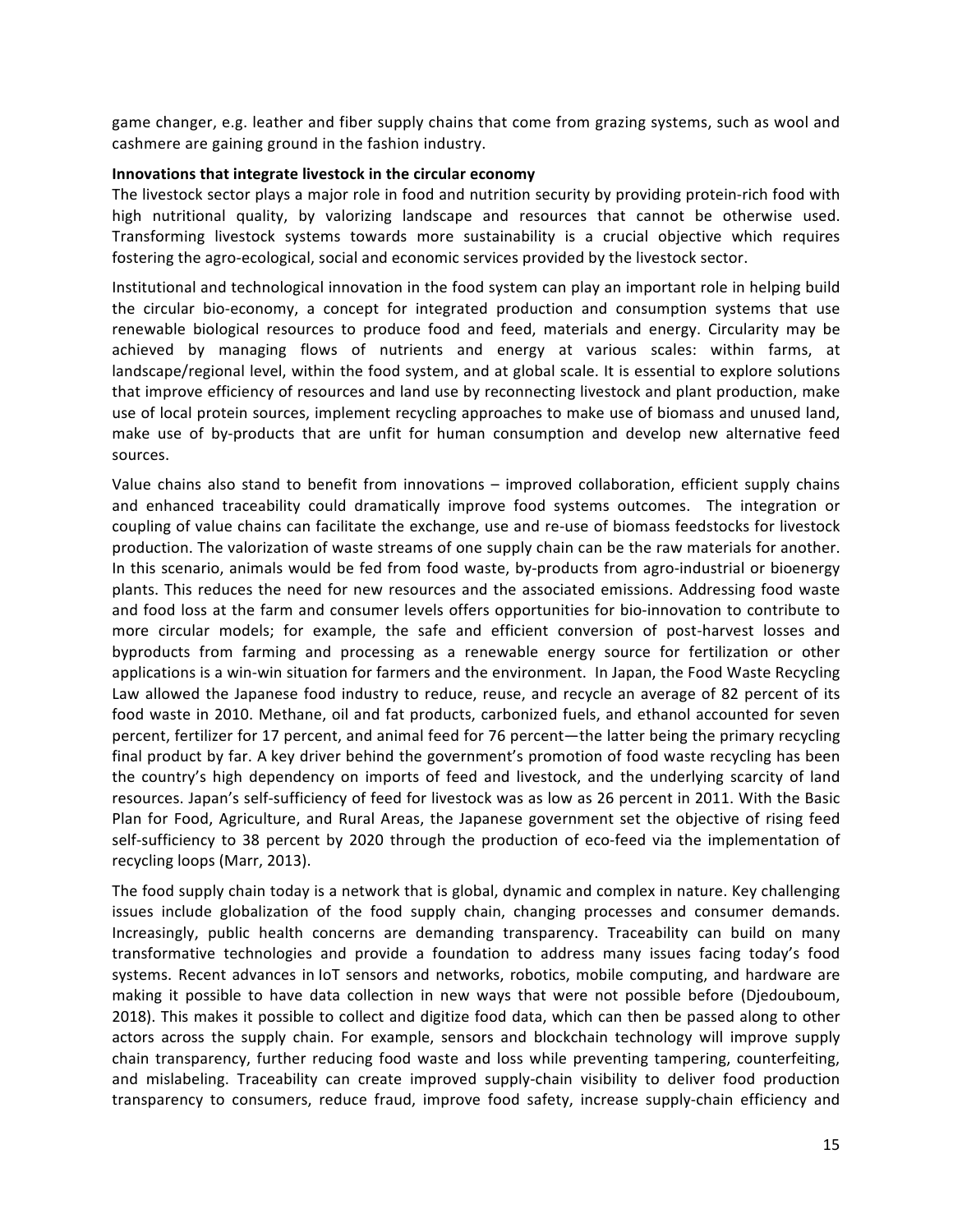game changer, e.g. leather and fiber supply chains that come from grazing systems, such as wool and cashmere are gaining ground in the fashion industry.

**Innovations that integrate livestock in the circular economy**

The livestock sector plays a major role in food and nutrition security by providing protein-rich food with high nutritional quality, by valorizing landscape and resources that cannot be otherwise used. Transforming livestock systems towards more sustainability is a crucial objective which requires fostering the agro-ecological, social and economic services provided by the livestock sector.

Institutional and technological innovation in the food system can play an important role in helping build the circular bio-economy, a concept for integrated production and consumption systems that use renewable biological resources to produce food and feed, materials and energy. Circularity may be achieved by managing flows of nutrients and energy at various scales: within farms, at landscape/regional level, within the food system, and at global scale. It is essential to explore solutions that improve efficiency of resources and land use by reconnecting livestock and plant production, make use of local protein sources, implement recycling approaches to make use of biomass and unused land, make use of by-products that are unfit for human consumption and develop new alternative feed sources.

Value chains also stand to benefit from innovations – improved collaboration, efficient supply chains and enhanced traceability could dramatically improve food systems outcomes. The integration or coupling of value chains can facilitate the exchange, use and re-use of biomass feedstocks for livestock production. The valorization of waste streams of one supply chain can be the raw materials for another. In this scenario, animals would be fed from food waste, by-products from agro-industrial or bioenergy plants. This reduces the need for new resources and the associated emissions. Addressing food waste and food loss at the farm and consumer levels offers opportunities for bio-innovation to contribute to more circular models; for example, the safe and efficient conversion of post-harvest losses and byproducts from farming and processing as a renewable energy source for fertilization or other applications is a win-win situation for farmers and the environment. In Japan, the Food Waste Recycling Law allowed the Japanese food industry to reduce, reuse, and recycle an average of 82 percent of its food waste in 2010. Methane, oil and fat products, carbonized fuels, and ethanol accounted for seven percent, fertilizer for 17 percent, and animal feed for 76 percent—the latter being the primary recycling final product by far. A key driver behind the government's promotion of food waste recycling has been the country's high dependency on imports of feed and livestock, and the underlying scarcity of land resources. Japan's self-sufficiency of feed for livestock was as low as 26 percent in 2011. With the Basic Plan for Food, Agriculture, and Rural Areas, the Japanese government set the objective of rising feed self-sufficiency to 38 percent by 2020 through the production of eco-feed via the implementation of recycling loops (Marr, 2013).

The food supply chain today is a network that is global, dynamic and complex in nature. Key challenging issues include globalization of the food supply chain, changing processes and consumer demands. Increasingly, public health concerns are demanding transparency. Traceability can build on many transformative technologies and provide a foundation to address many issues facing today's food systems. Recent advances in IoT sensors and networks, robotics, mobile computing, and hardware are making it possible to have data collection in new ways that were not possible before (Djedouboum, 2018). This makes it possible to collect and digitize food data, which can then be passed along to other actors across the supply chain. For example, sensors and blockchain technology will improve supply chain transparency, further reducing food waste and loss while preventing tampering, counterfeiting, and mislabeling. Traceability can create improved supply-chain visibility to deliver food production transparency to consumers, reduce fraud, improve food safety, increase supply-chain efficiency and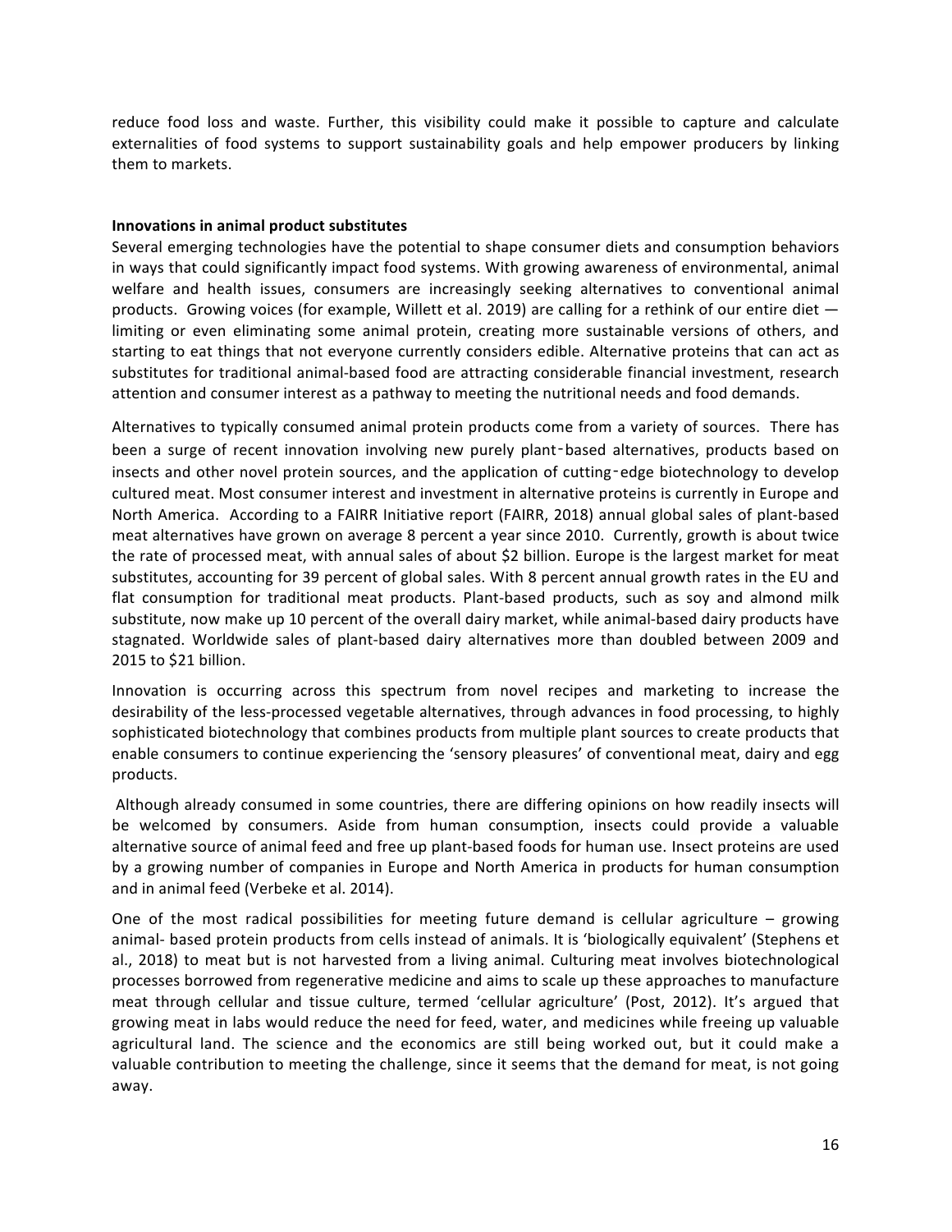reduce food loss and waste. Further, this visibility could make it possible to capture and calculate externalities of food systems to support sustainability goals and help empower producers by linking them to markets.

**Innovations in animal product substitutes**

Several emerging technologies have the potential to shape consumer diets and consumption behaviors in ways that could significantly impact food systems. With growing awareness of environmental, animal welfare and health issues, consumers are increasingly seeking alternatives to conventional animal products. Growing voices (for example, Willett et al. 2019) are calling for a rethink of our entire diet — limiting or even eliminating some animal protein, creating more sustainable versions of others, and starting to eat things that not everyone currently considers edible. Alternative proteins that can act as substitutes for traditional animal-based food are attracting considerable financial investment, research attention and consumer interest as a pathway to meeting the nutritional needs and food demands.

Alternatives to typically consumed animal protein products come from a variety of sources. There has been a surge of recent innovation involving new purely plant‑based alternatives, products based on insects and other novel protein sources, and the application of cutting‑edge biotechnology to develop cultured meat. Most consumer interest and investment in alternative proteins is currently in Europe and North America. According to a FAIRR Initiative report (FAIRR, 2018) annual global sales of plant-based meat alternatives have grown on average 8 percent a year since 2010. Currently, growth is about twice the rate of processed meat, with annual sales of about $2 billion. Europe is the largest market for meat substitutes, accounting for 39 percent of global sales. With 8 percent annual growth rates in the EU and flat consumption for traditional meat products. Plant-based products, such as soy and almond milk substitute, now make up 10 percent of the overall dairy market, while animal-based dairy products have stagnated. Worldwide sales of plant-based dairy alternatives more than doubled between 2009 and 2015 to $21 billion.

Innovation is occurring across this spectrum from novel recipes and marketing to increase the desirability of the less-processed vegetable alternatives, through advances in food processing, to highly sophisticated biotechnology that combines products from multiple plant sources to create products that enable consumers to continue experiencing the 'sensory pleasures' of conventional meat, dairy and egg products.

Although already consumed in some countries, there are differing opinions on how readily insects will be welcomed by consumers. Aside from human consumption, insects could provide a valuable alternative source of animal feed and free up plant-based foods for human use. Insect proteins are used by a growing number of companies in Europe and North America in products for human consumption and in animal feed (Verbeke et al. 2014).

One of the most radical possibilities for meeting future demand is cellular agriculture – growing animal- based protein products from cells instead of animals. It is 'biologically equivalent' (Stephens et al., 2018) to meat but is not harvested from a living animal. Culturing meat involves biotechnological processes borrowed from regenerative medicine and aims to scale up these approaches to manufacture meat through cellular and tissue culture, termed 'cellular agriculture' (Post, 2012). It's argued that growing meat in labs would reduce the need for feed, water, and medicines while freeing up valuable agricultural land. The science and the economics are still being worked out, but it could make a valuable contribution to meeting the challenge, since it seems that the demand for meat, is not going away.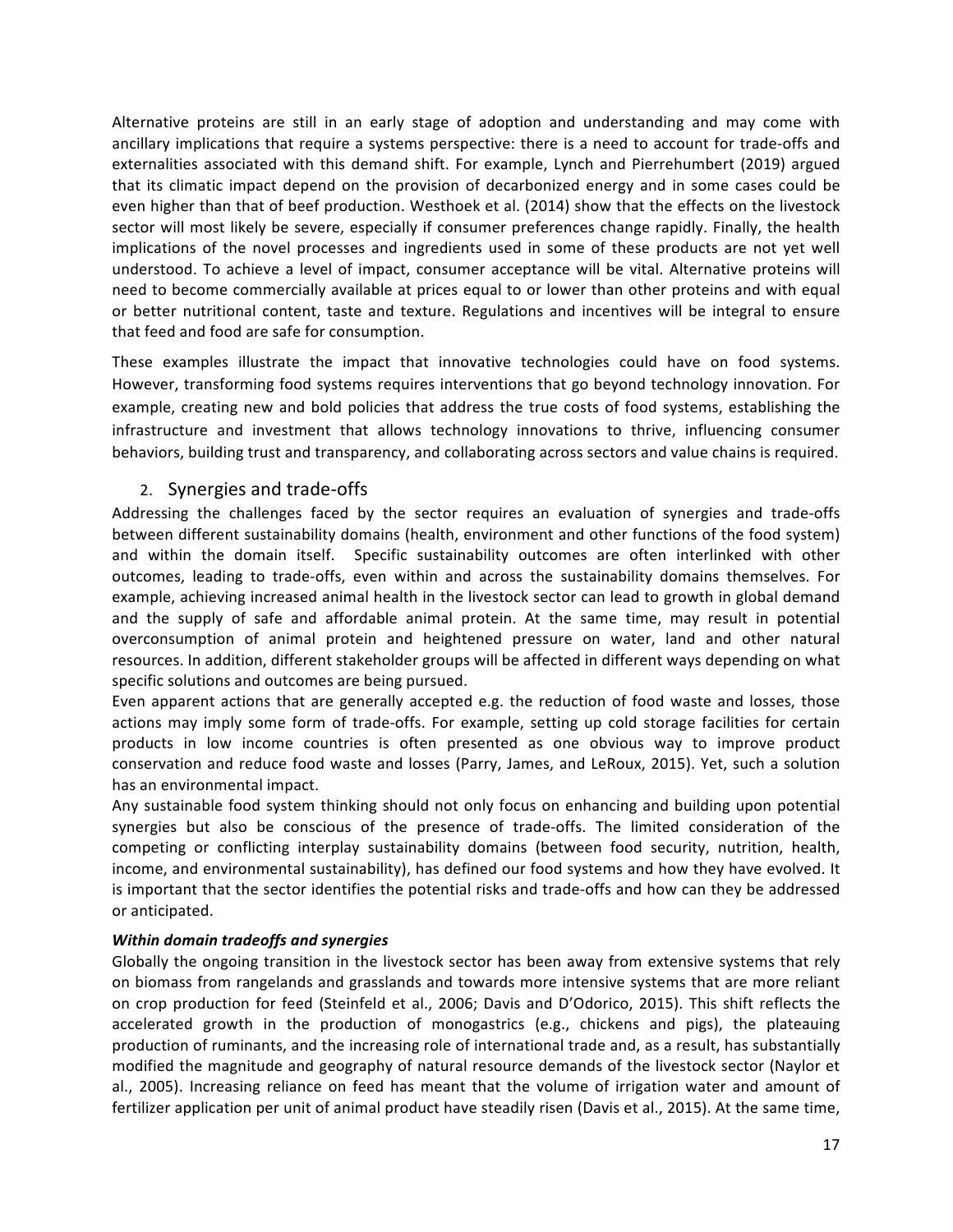Alternative proteins are still in an early stage of adoption and understanding and may come with ancillary implications that require a systems perspective: there is a need to account for trade-offs and externalities associated with this demand shift. For example, Lynch and Pierrehumbert (2019) argued that its climatic impact depend on the provision of decarbonized energy and in some cases could be even higher than that of beef production. Westhoek et al. (2014) show that the effects on the livestock sector will most likely be severe, especially if consumer preferences change rapidly. Finally, the health implications of the novel processes and ingredients used in some of these products are not yet well understood. To achieve a level of impact, consumer acceptance will be vital. Alternative proteins will need to become commercially available at prices equal to or lower than other proteins and with equal or better nutritional content, taste and texture. Regulations and incentives will be integral to ensure that feed and food are safe for consumption.

These examples illustrate the impact that innovative technologies could have on food systems. However, transforming food systems requires interventions that go beyond technology innovation. For example, creating new and bold policies that address the true costs of food systems, establishing the infrastructure and investment that allows technology innovations to thrive, influencing consumer behaviors, building trust and transparency, and collaborating across sectors and value chains is required.

## 2. Synergies and trade-offs

Addressing the challenges faced by the sector requires an evaluation of synergies and trade-offs between different sustainability domains (health, environment and other functions of the food sytem) and within the domain itself. Specific sustainability outcomes are often interlinked with other outcomes, leading to trade-offs, even within and across the sustainability domains themselves. For example, achieving increased animal health in the livestock sector can lead to growth in global demand and the supply of safe and affordable animal protein. At the same time, may result in potential overconsumption of animal protein and heightened pressure on water, land and other natural resources. In addition, different stakeholder groups will be affected in different ways depending on what specific solutions and outcomes are being pursued.

Even apparent actions that are generally accepted e.g. the reduction of food waste and losses, those actions may imply some form of trade-offs. For example, setting up cold storage facilities for certain products in low income countries is often presented as one obvious way to improve product conservation and reduce food waste and losses (Parry, James, and LeRoux, 2015). Yet, such a solution has an environmental impact.

Any sustainable food system thinking should not only focus on enhancing and building upon potential synergies but also be conscious of the presence of trade-offs. The limited consideration of the competing or conflicting interplay sustainability domains (between food security, nutrition, health, income, and environmental sustainability), has defined our food systems and how they have evolved. It is important that the sector identifies the potential risks and trade-offs and how can they be addressed or anticipated.

***Within domain tradeoffs and synergies***

Globally the ongoing transition in the livestock sector has been away from extensive systems that rely on biomass from rangelands and grasslands and towards more intensive systems that are more reliant on crop production for feed (Steinfeld et al., 2006; Davis and D'Odorico, 2015). This shift reflects the accelerated growth in the production of monogastrics (e.g., chickens and pigs), the plateauing production of ruminants, and the increasing role of international trade and, as a result, has substantially modified the magnitude and geography of natural resource demands of the livestock sector (Naylor et al., 2005). Increasing reliance on feed has meant that the volume of irrigation water and amount of fertilizer application per unit of animal product have steadily risen (Davis et al., 2015). At the same time,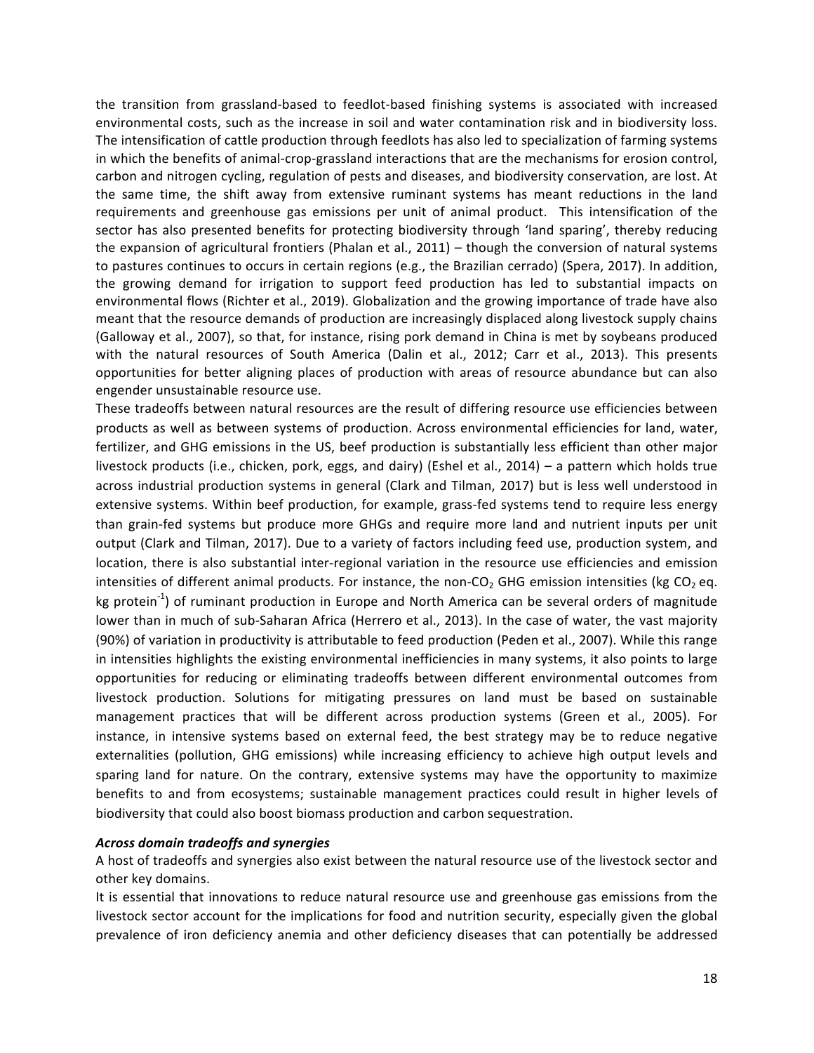the transition from grassland-based to feedlot-based finishing systems is associated with increased environmental costs, such as the increase in soil and water contamination risk and in biodiversity loss. The intensification of cattle production through feedlots has also led to specialization of farming systems in which the benefits of animal-crop-grassland interactions that are the mechanisms for erosion control, carbon and nitrogen cycling, regulation of pests and diseases, and biodiversity conservation, are lost. At the same time, the shift away from extensive ruminant systems has meant reductions in the land requirements and greenhouse gas emissions per unit of animal product. This intensification of the sector has also presented benefits for protecting biodiversity through 'land sparing', thereby reducing the expansion of agricultural frontiers (Phalan et al., 2011) – though the conversion of natural systems to pastures continues to occurs in certain regions (e.g., the Brazilian cerrado) (Spera, 2017). In addition, the growing demand for irrigation to support feed production has led to substantial impacts on environmental flows (Richter et al., 2019). Globalization and the growing importance of trade have also meant that the resource demands of production are increasingly displaced along livestock supply chains (Galloway et al., 2007), so that, for instance, rising pork demand in China is met by soybeans produced with the natural resources of South America (Dalin et al., 2012; Carr et al., 2013). This presents opportunities for better aligning places of production with areas of resource abundance but can also engender unsustainable resource use.

These tradeoffs between natural resources are the result of differing resource use efficiencies between products as well as between systems of production. Across environmental efficiencies for land, water, fertilizer, and GHG emissions in the US, beef production is substantially less efficient than other major livestock products (i.e., chicken, pork, eggs, and dairy) (Eshel et al., 2014) – a pattern which holds true across industrial production systems in general (Clark and Tilman, 2017) but is less well understood in extensive systems. Within beef production, for example, grass-fed systems tend to require less energy than grain-fed systems but produce more GHGs and require more land and nutrient inputs per unit output (Clark and Tilman, 2017). Due to a variety of factors including feed use, production system, and location, there is also substantial inter-regional variation in the resource use efficiencies and emission intensities of different animal products. For instance, the non-$CO_2$ GHG emission intensities (kg $CO_2$ eq. kg protein$^{-1}$) of ruminant production in Europe and North America can be several orders of magnitude lower than in much of sub-Saharan Africa (Herrero et al., 2013). In the case of water, the vast majority (90%) of variation in productivity is attributable to feed production (Peden et al., 2007). While this range in intensities highlights the existing environmental inefficiencies in many systems, it also points to large opportunities for reducing or eliminating tradeoffs between different environmental outcomes from livestock production. Solutions for mitigating pressures on land must be based on sustainable management practices that will be different across production systems (Green et al., 2005). For instance, in intensive systems based on external feed, the best strategy may be to reduce negative externalities (pollution, GHG emissions) while increasing efficiency to achieve high output levels and sparing land for nature. On the contrary, extensive systems may have the opportunity to maximize benefits to and from ecosystems; sustainable management practices could result in higher levels of biodiversity that could also boost biomass production and carbon sequestration.

***Across domain tradeoffs and synergies***

A host of tradeoffs and synergies also exist between the natural resource use of the livestock sector and other key domains.

It is essential that innovations to reduce natural resource use and greenhouse gas emissions from the livestock sector account for the implications for food and nutrition security, especially given the global prevalence of iron deficiency anemia and other deficiency diseases that can potentially be addressed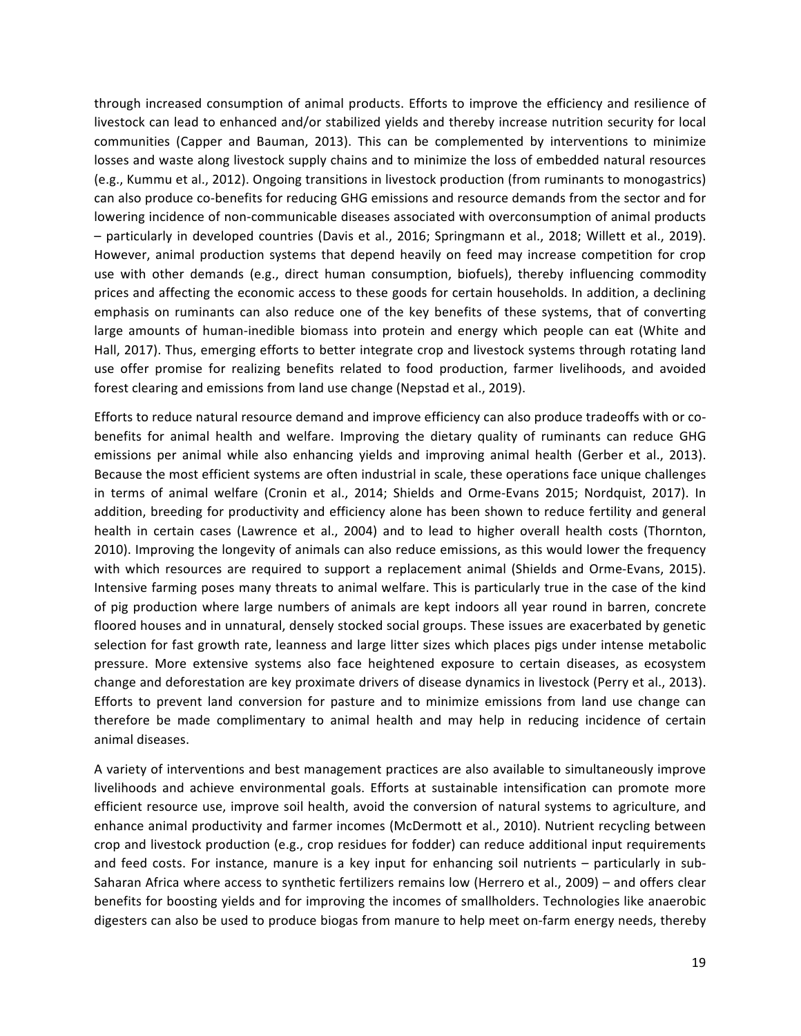through increased consumption of animal products. Efforts to improve the efficiency and resilience of livestock can lead to enhanced and/or stabilized yields and thereby increase nutrition security for local communities (Capper and Bauman, 2013). This can be complemented by interventions to minimize losses and waste along livestock supply chains and to minimize the loss of embedded natural resources (e.g., Kummu et al., 2012). Ongoing transitions in livestock production (from ruminants to monogastrics) can also produce co-benefits for reducing GHG emissions and resource demands from the sector and for lowering incidence of non-communicable diseases associated with overconsumption of animal products – particularly in developed countries (Davis et al., 2016; Springmann et al., 2018; Willett et al., 2019). However, animal production systems that depend heavily on feed may increase competition for crop use with other demands (e.g., direct human consumption, biofuels), thereby influencing commodity prices and affecting the economic access to these goods for certain households. In addition, a declining emphasis on ruminants can also reduce one of the key benefits of these systems, that of converting large amounts of human-inedible biomass into protein and energy which people can eat (White and Hall, 2017). Thus, emerging efforts to better integrate crop and livestock systems through rotating land use offer promise for realizing benefits related to food production, farmer livelihoods, and avoided forest clearing and emissions from land use change (Nepstad et al., 2019).

Efforts to reduce natural resource demand and improve efficiency can also produce tradeoffs with or co-benefits for animal health and welfare. Improving the dietary quality of ruminants can reduce GHG emissions per animal while also enhancing yields and improving animal health (Gerber et al., 2013). Because the most efficient systems are often industrial in scale, these operations face unique challenges in terms of animal welfare (Cronin et al., 2014; Shields and Orme-Evans 2015; Nordquist, 2017). In addition, breeding for productivity and efficiency alone has been shown to reduce fertility and general health in certain cases (Lawrence et al., 2004) and to lead to higher overall health costs (Thornton, 2010). Improving the longevity of animals can also reduce emissions, as this would lower the frequency with which resources are required to support a replacement animal (Shields and Orme-Evans, 2015). Intensive farming poses many threats to animal welfare. This is particularly true in the case of the kind of pig production where large numbers of animals are kept indoors all year round in barren, concrete floored houses and in unnatural, densely stocked social groups. These issues are exacerbated by genetic selection for fast growth rate, leanness and large litter sizes which places pigs under intense metabolic pressure. More extensive systems also face heightened exposure to certain diseases, as ecosystem change and deforestation are key proximate drivers of disease dynamics in livestock (Perry et al., 2013). Efforts to prevent land conversion for pasture and to minimize emissions from land use change can therefore be made complimentary to animal health and may help in reducing incidence of certain animal diseases.

A variety of interventions and best management practices are also available to simultaneously improve livelihoods and achieve environmental goals. Efforts at sustainable intensification can promote more efficient resource use, improve soil health, avoid the conversion of natural systems to agriculture, and enhance animal productivity and farmer incomes (McDermott et al., 2010). Nutrient recycling between crop and livestock production (e.g., crop residues for fodder) can reduce additional input requirements and feed costs. For instance, manure is a key input for enhancing soil nutrients – particularly in sub-Saharan Africa where access to synthetic fertilizers remains low (Herrero et al., 2009) – and offers clear benefits for boosting yields and for improving the incomes of smallholders. Technologies like anaerobic digesters can also be used to produce biogas from manure to help meet on-farm energy needs, thereby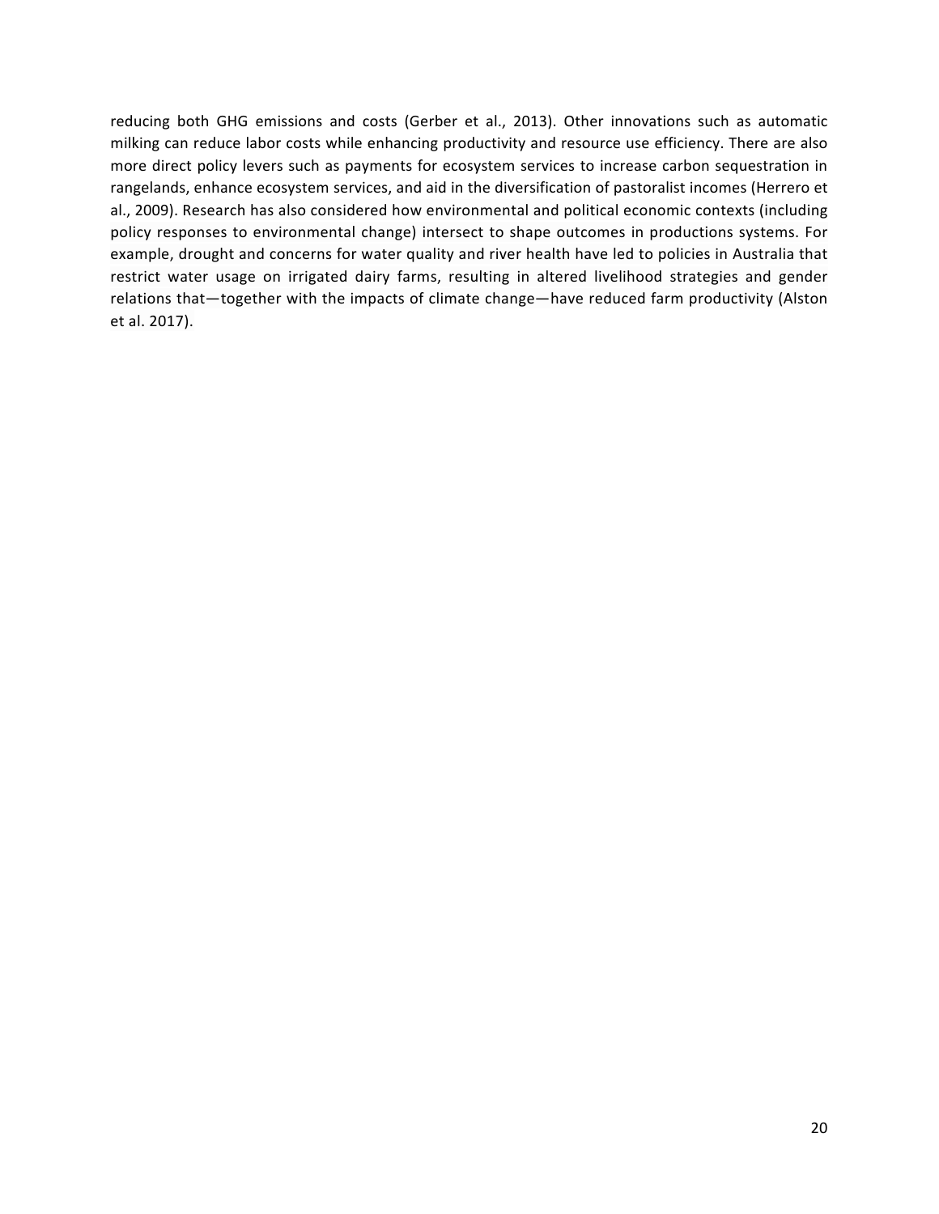reducing both GHG emissions and costs (Gerber et al., 2013). Other innovations such as automatic milking can reduce labor costs while enhancing productivity and resource use efficiency. There are also more direct policy levers such as payments for ecosystem services to increase carbon sequestration in rangelands, enhance ecosystem services, and aid in the diversification of pastoralist incomes (Herrero et al., 2009). Research has also considered how environmental and political economic contexts (including policy responses to environmental change) intersect to shape outcomes in productions systems. For example, drought and concerns for water quality and river health have led to policies in Australia that restrict water usage on irrigated dairy farms, resulting in altered livelihood strategies and gender relations that—together with the impacts of climate change—have reduced farm productivity (Alston et al. 2017).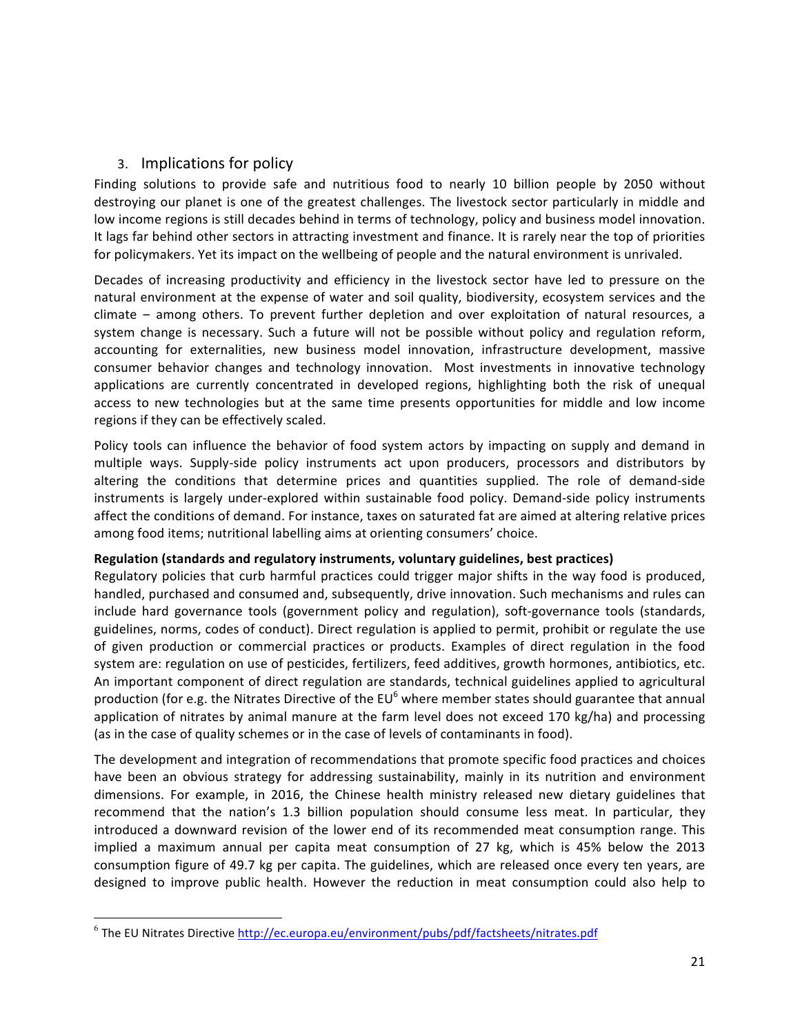## 3. Implications for policy

Finding solutions to provide safe and nutritious food to nearly 10 billion people by 2050 without destroying our planet is one of the greatest challenges. The livestock sector particularly in middle and low income regions is still decades behind in terms of technology, policy and business model innovation. It lags far behind other sectors in attracting investment and finance. It is rarely near the top of priorities for policymakers. Yet its impact on the wellbeing of people and the natural environment is unrivaled.

Decades of increasing productivity and efficiency in the livestock sector have led to pressure on the natural environment at the expense of water and soil quality, biodiversity, ecosystem services and the climate – among others. To prevent further depletion and over exploitation of natural resources, a system change is necessary. Such a future will not be possible without policy and regulation reform, accounting for externalities, new business model innovation, infrastructure development, massive consumer behavior changes and technology innovation. Most investments in innovative technology applications are currently concentrated in developed regions, highlighting both the risk of unequal access to new technologies but at the same time presents opportunities for middle and low income regions if they can be effectively scaled.

Policy tools can influence the behavior of food system actors by impacting on supply and demand in multiple ways. Supply-side policy instruments act upon producers, processors and distributors by altering the conditions that determine prices and quantities supplied. The role of demand-side instruments is largely under-explored within sustainable food policy. Demand-side policy instruments affect the conditions of demand. For instance, taxes on saturated fat are aimed at altering relative prices among food items; nutritional labelling aims at orienting consumers' choice.

**Regulation (standards and regulatory instruments, voluntary guidelines, best practices)**

Regulatory policies that curb harmful practices could trigger major shifts in the way food is produced, handled, purchased and consumed and, subsequently, drive innovation. Such mechanisms and rules can include hard governance tools (government policy and regulation), soft-governance tools (standards, guidelines, norms, codes of conduct). Direct regulation is applied to permit, prohibit or regulate the use of given production or commercial practices or products. Examples of direct regulation in the food system are: regulation on use of pesticides, fertilizers, feed additives, growth hormones, antibiotics, etc. An important component of direct regulation are standards, technical guidelines applied to agricultural production (for e.g. the Nitrates Directive of the EU[6] where member states should guarantee that annual application of nitrates by animal manure at the farm level does not exceed 170 kg/ha) and processing (as in the case of quality schemes or in the case of levels of contaminants in food).

The development and integration of recommendations that promote specific food practices and choices have been an obvious strategy for addressing sustainability, mainly in its nutrition and environment dimensions. For example, in 2016, the Chinese health ministry released new dietary guidelines that recommend that the nation's 1.3 billion population should consume less meat. In particular, they introduced a downward revision of the lower end of its recommended meat consumption range. This implied a maximum annual per capita meat consumption of 27 kg, which is 45% below the 2013 consumption figure of 49.7 kg per capita. The guidelines, which are released once every ten years, are designed to improve public health. However the reduction in meat consumption could also help to

[6] The EU Nitrates Directive http://ec.europa.eu/environment/pubs/pdf/factsheets/nitrates.pdf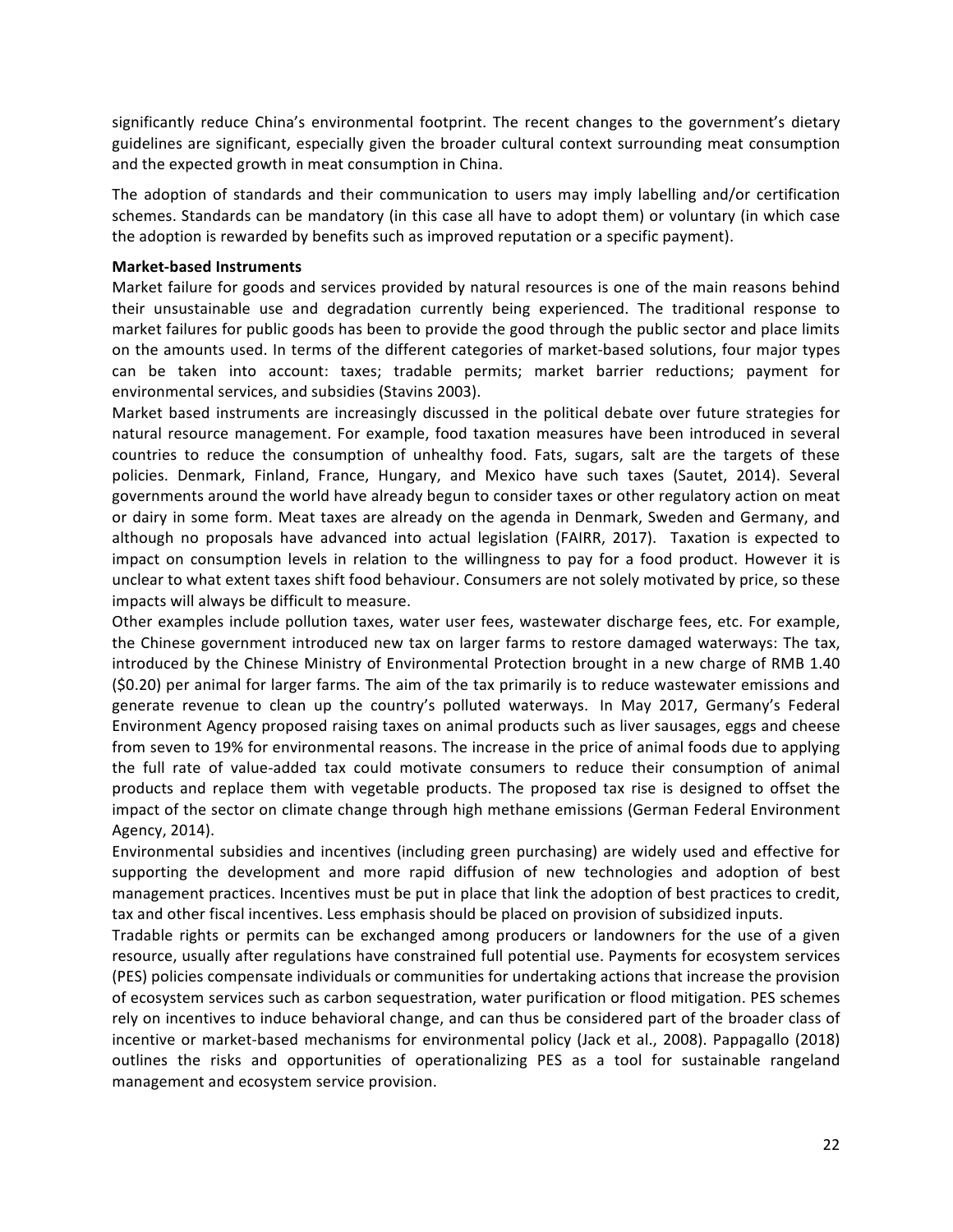significantly reduce China's environmental footprint. The recent changes to the government's dietary guidelines are significant, especially given the broader cultural context surrounding meat consumption and the expected growth in meat consumption in China.

The adoption of standards and their communication to users may imply labelling and/or certification schemes. Standards can be mandatory (in this case all have to adopt them) or voluntary (in which case the adoption is rewarded by benefits such as improved reputation or a specific payment).

**Market-based Instruments**

Market failure for goods and services provided by natural resources is one of the main reasons behind their unsustainable use and degradation currently being experienced. The traditional response to market failures for public goods has been to provide the good through the public sector and place limits on the amounts used. In terms of the different categories of market-based solutions, four major types can be taken into account: taxes; tradable permits; market barrier reductions; payment for environmental services, and subsidies (Stavins 2003).

Market based instruments are increasingly discussed in the political debate over future strategies for natural resource management. For example, food taxation measures have been introduced in several countries to reduce the consumption of unhealthy food. Fats, sugars, salt are the targets of these policies. Denmark, Finland, France, Hungary, and Mexico have such taxes (Sautet, 2014). Several governments around the world have already begun to consider taxes or other regulatory action on meat or dairy in some form. Meat taxes are already on the agenda in Denmark, Sweden and Germany, and although no proposals have advanced into actual legislation (FAIRR, 2017). Taxation is expected to impact on consumption levels in relation to the willingness to pay for a food product. However it is unclear to what extent taxes shift food behaviour. Consumers are not solely motivated by price, so these impacts will always be difficult to measure.

Other examples include pollution taxes, water user fees, wastewater discharge fees, etc. For example, the Chinese government introduced new tax on larger farms to restore damaged waterways: The tax, introduced by the Chinese Ministry of Environmental Protection brought in a new charge of RMB 1.40 ($0.20) per animal for larger farms. The aim of the tax primarily is to reduce wastewater emissions and generate revenue to clean up the country's polluted waterways. In May 2017, Germany's Federal Environment Agency proposed raising taxes on animal products such as liver sausages, eggs and cheese from seven to 19% for environmental reasons. The increase in the price of animal foods due to applying the full rate of value-added tax could motivate consumers to reduce their consumption of animal products and replace them with vegetable products. The proposed tax rise is designed to offset the impact of the sector on climate change through high methane emissions (German Federal Environment Agency, 2014).

Environmental subsidies and incentives (including green purchasing) are widely used and effective for supporting the development and more rapid diffusion of new technologies and adoption of best management practices. Incentives must be put in place that link the adoption of best practices to credit, tax and other fiscal incentives. Less emphasis should be placed on provision of subsidized inputs.

Tradable rights or permits can be exchanged among producers or landowners for the use of a given resource, usually after regulations have constrained full potential use. Payments for ecosystem services (PES) policies compensate individuals or communities for undertaking actions that increase the provision of ecosystem services such as carbon sequestration, water purification or flood mitigation. PES schemes rely on incentives to induce behavioral change, and can thus be considered part of the broader class of incentive or market-based mechanisms for environmental policy (Jack et al., 2008). Pappagallo (2018) outlines the risks and opportunities of operationalizing PES as a tool for sustainable rangeland management and ecosystem service provision.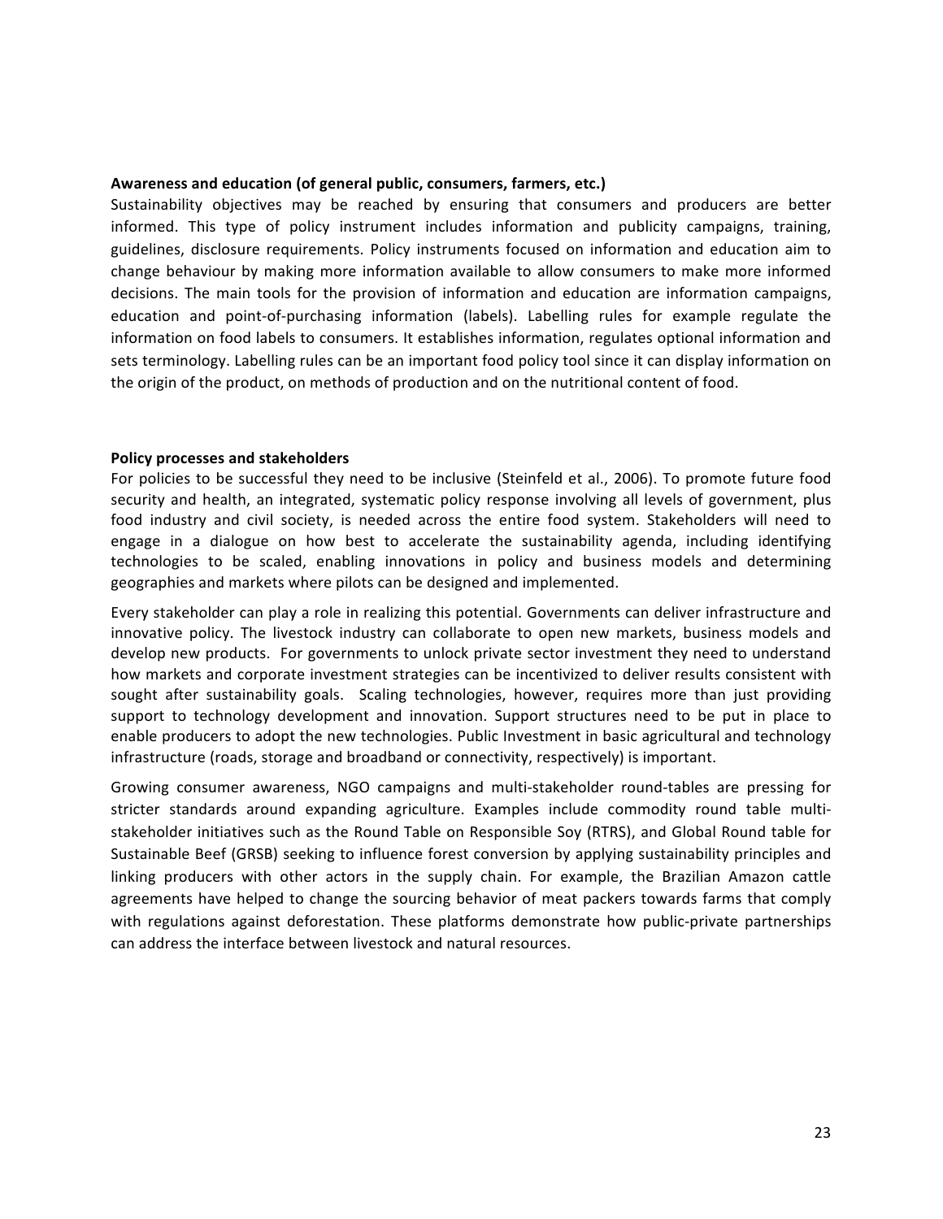**Awareness and education (of general public, consumers, farmers, etc.)**

Sustainability objectives may be reached by ensuring that consumers and producers are better informed. This type of policy instrument includes information and publicity campaigns, training, guidelines, disclosure requirements. Policy instruments focused on information and education aim to change behaviour by making more information available to allow consumers to make more informed decisions. The main tools for the provision of information and education are information campaigns, education and point-of-purchasing information (labels). Labelling rules for example regulate the information on food labels to consumers. It establishes information, regulates optional information and sets terminology. Labelling rules can be an important food policy tool since it can display information on the origin of the product, on methods of production and on the nutritional content of food.

**Policy processes and stakeholders**

For policies to be successful they need to be inclusive (Steinfeld et al., 2006). To promote future food security and health, an integrated, systematic policy response involving all levels of government, plus food industry and civil society, is needed across the entire food system. Stakeholders will need to engage in a dialogue on how best to accelerate the sustainability agenda, including identifying technologies to be scaled, enabling innovations in policy and business models and determining geographies and markets where pilots can be designed and implemented.

Every stakeholder can play a role in realizing this potential. Governments can deliver infrastructure and innovative policy. The livestock industry can collaborate to open new markets, business models and develop new products. For governments to unlock private sector investment they need to understand how markets and corporate investment strategies can be incentivized to deliver results consistent with sought after sustainability goals. Scaling technologies, however, requires more than just providing support to technology development and innovation. Support structures need to be put in place to enable producers to adopt the new technologies. Public Investment in basic agricultural and technology infrastructure (roads, storage and broadband or connectivity, respectively) is important.

Growing consumer awareness, NGO campaigns and multi-stakeholder round-tables are pressing for stricter standards around expanding agriculture. Examples include commodity round table multi-stakeholder initiatives such as the Round Table on Responsible Soy (RTRS), and Global Round table for Sustainable Beef (GRSB) seeking to influence forest conversion by applying sustainability principles and linking producers with other actors in the supply chain. For example, the Brazilian Amazon cattle agreements have helped to change the sourcing behavior of meat packers towards farms that comply with regulations against deforestation. These platforms demonstrate how public-private partnerships can address the interface between livestock and natural resources.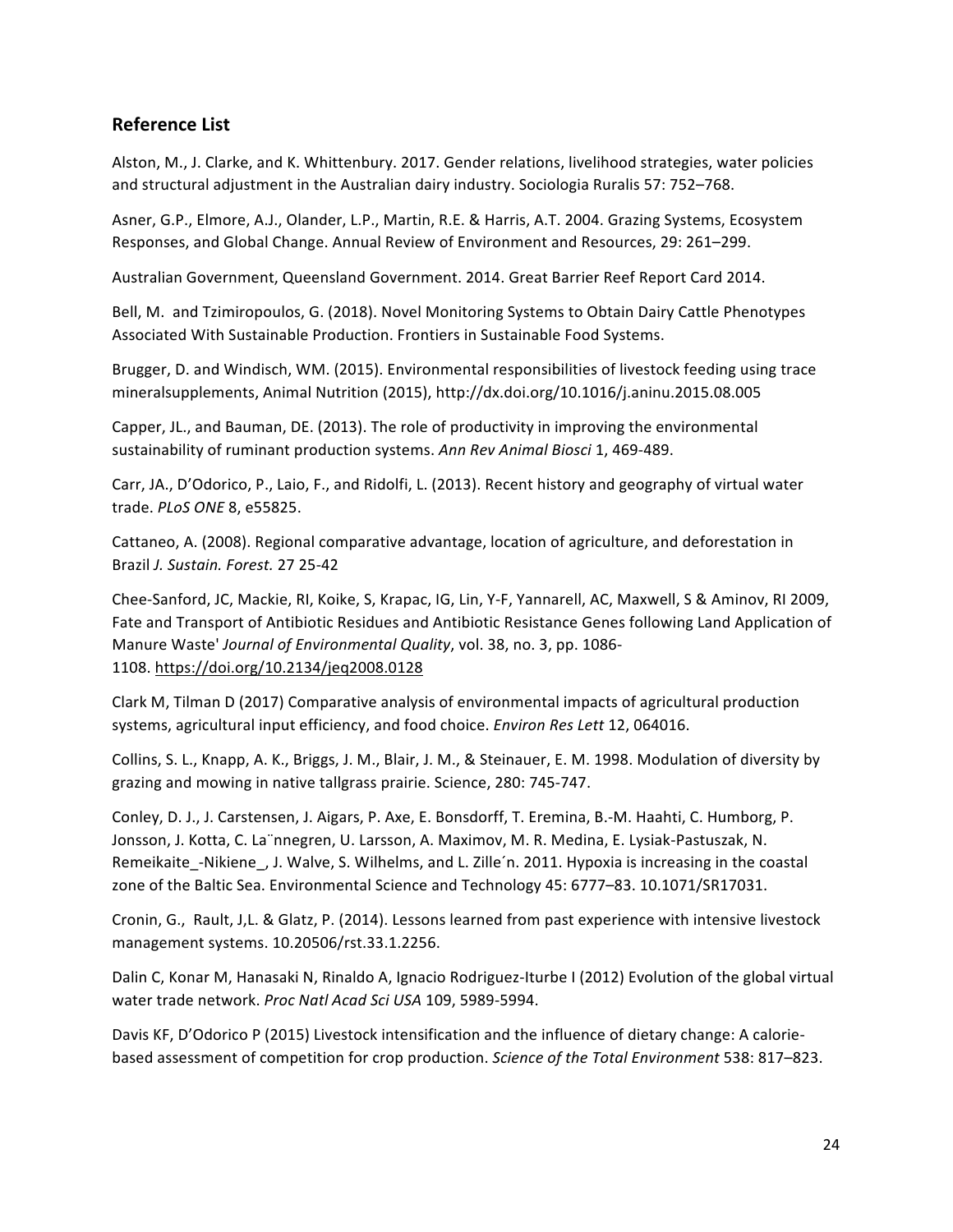## Reference List

Alston, M., J. Clarke, and K. Whittenbury. 2017. Gender relations, livelihood strategies, water policies and structural adjustment in the Australian dairy industry. Sociologia Ruralis 57: 752–768.

Asner, G.P., Elmore, A.J., Olander, L.P., Martin, R.E. & Harris, A.T. 2004. Grazing Systems, Ecosystem Responses, and Global Change. Annual Review of Environment and Resources, 29: 261–299.

Australian Government, Queensland Government. 2014. Great Barrier Reef Report Card 2014.

Bell, M. and Tzimiropoulos, G. (2018). Novel Monitoring Systems to Obtain Dairy Cattle Phenotypes Associated With Sustainable Production. Frontiers in Sustainable Food Systems.

Brugger, D. and Windisch, WM. (2015). Environmental responsibilities of livestock feeding using trace mineralsupplements, Animal Nutrition (2015), http://dx.doi.org/10.1016/j.aninu.2015.08.005

Capper, JL., and Bauman, DE. (2013). The role of productivity in improving the environmental sustainability of ruminant production systems. *Ann Rev Animal Biosci* 1, 469-489.

Carr, JA., D'Odorico, P., Laio, F., and Ridolfi, L. (2013). Recent history and geography of virtual water trade. *PLoS ONE* 8, e55825.

Cattaneo, A. (2008). Regional comparative advantage, location of agriculture, and deforestation in Brazil *J. Sustain. Forest.* 27 25-42

Chee-Sanford, JC, Mackie, RI, Koike, S, Krapac, IG, Lin, Y-F, Yannarell, AC, Maxwell, S & Aminov, RI 2009, Fate and Transport of Antibiotic Residues and Antibiotic Resistance Genes following Land Application of Manure Waste' *Journal of Environmental Quality*, vol. 38, no. 3, pp. 1086-1108. https://doi.org/10.2134/jeq2008.0128

Clark M, Tilman D (2017) Comparative analysis of environmental impacts of agricultural production systems, agricultural input efficiency, and food choice. *Environ Res Lett* 12, 064016.

Collins, S. L., Knapp, A. K., Briggs, J. M., Blair, J. M., & Steinauer, E. M. 1998. Modulation of diversity by grazing and mowing in native tallgrass prairie. Science, 280: 745-747.

Conley, D. J., J. Carstensen, J. Aigars, P. Axe, E. Bonsdorff, T. Eremina, B.-M. Haahti, C. Humborg, P. Jonsson, J. Kotta, C. La¨nnegren, U. Larsson, A. Maximov, M. R. Medina, E. Lysiak-Pastuszak, N. Remeikaite_-Nikiene_, J. Walve, S. Wilhelms, and L. Zille´n. 2011. Hypoxia is increasing in the coastal zone of the Baltic Sea. Environmental Science and Technology 45: 6777–83. 10.1071/SR17031.

Cronin, G., Rault, J,L. & Glatz, P. (2014). Lessons learned from past experience with intensive livestock management systems. 10.20506/rst.33.1.2256.

Dalin C, Konar M, Hanasaki N, Rinaldo A, Ignacio Rodriguez-Iturbe I (2012) Evolution of the global virtual water trade network. *Proc Natl Acad Sci USA* 109, 5989-5994.

Davis KF, D'Odorico P (2015) Livestock intensification and the influence of dietary change: A calorie-based assessment of competition for crop production. *Science of the Total Environment* 538: 817–823.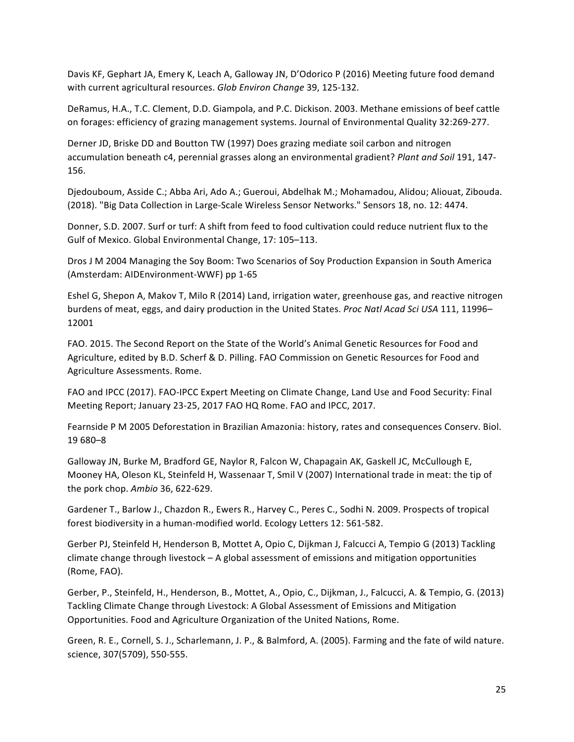Davis KF, Gephart JA, Emery K, Leach A, Galloway JN, D'Odorico P (2016) Meeting future food demand with current agricultural resources. *Glob Environ Change* 39, 125-132.

DeRamus, H.A., T.C. Clement, D.D. Giampola, and P.C. Dickison. 2003. Methane emissions of beef cattle on forages: efficiency of grazing management systems. Journal of Environmental Quality 32:269-277.

Derner JD, Briske DD and Boutton TW (1997) Does grazing mediate soil carbon and nitrogen accumulation beneath c4, perennial grasses along an environmental gradient? *Plant and Soil* 191, 147-156.

Djedouboum, Asside C.; Abba Ari, Ado A.; Gueroui, Abdelhak M.; Mohamadou, Alidou; Aliouat, Zibouda. (2018). "Big Data Collection in Large-Scale Wireless Sensor Networks." Sensors 18, no. 12: 4474.

Donner, S.D. 2007. Surf or turf: A shift from feed to food cultivation could reduce nutrient flux to the Gulf of Mexico. Global Environmental Change, 17: 105–113.

Dros J M 2004 Managing the Soy Boom: Two Scenarios of Soy Production Expansion in South America (Amsterdam: AIDEnvironment-WWF) pp 1-65

Eshel G, Shepon A, Makov T, Milo R (2014) Land, irrigation water, greenhouse gas, and reactive nitrogen burdens of meat, eggs, and dairy production in the United States. *Proc Natl Acad Sci USA* 111, 11996–12001

FAO. 2015. The Second Report on the State of the World's Animal Genetic Resources for Food and Agriculture, edited by B.D. Scherf & D. Pilling. FAO Commission on Genetic Resources for Food and Agriculture Assessments. Rome.

FAO and IPCC (2017). FAO-IPCC Expert Meeting on Climate Change, Land Use and Food Security: Final Meeting Report; January 23-25, 2017 FAO HQ Rome. FAO and IPCC, 2017.

Fearnside P M 2005 Deforestation in Brazilian Amazonia: history, rates and consequences Conserv. Biol. 19 680–8

Galloway JN, Burke M, Bradford GE, Naylor R, Falcon W, Chapagain AK, Gaskell JC, McCullough E, Mooney HA, Oleson KL, Steinfeld H, Wassenaar T, Smil V (2007) International trade in meat: the tip of the pork chop. *Ambio* 36, 622-629.

Gardener T., Barlow J., Chazdon R., Ewers R., Harvey C., Peres C., Sodhi N. 2009. Prospects of tropical forest biodiversity in a human-modified world. Ecology Letters 12: 561-582.

Gerber PJ, Steinfeld H, Henderson B, Mottet A, Opio C, Dijkman J, Falcucci A, Tempio G (2013) Tackling climate change through livestock – A global assessment of emissions and mitigation opportunities (Rome, FAO).

Gerber, P., Steinfeld, H., Henderson, B., Mottet, A., Opio, C., Dijkman, J., Falcucci, A. & Tempio, G. (2013) Tackling Climate Change through Livestock: A Global Assessment of Emissions and Mitigation Opportunities. Food and Agriculture Organization of the United Nations, Rome.

Green, R. E., Cornell, S. J., Scharlemann, J. P., & Balmford, A. (2005). Farming and the fate of wild nature. science, 307(5709), 550-555.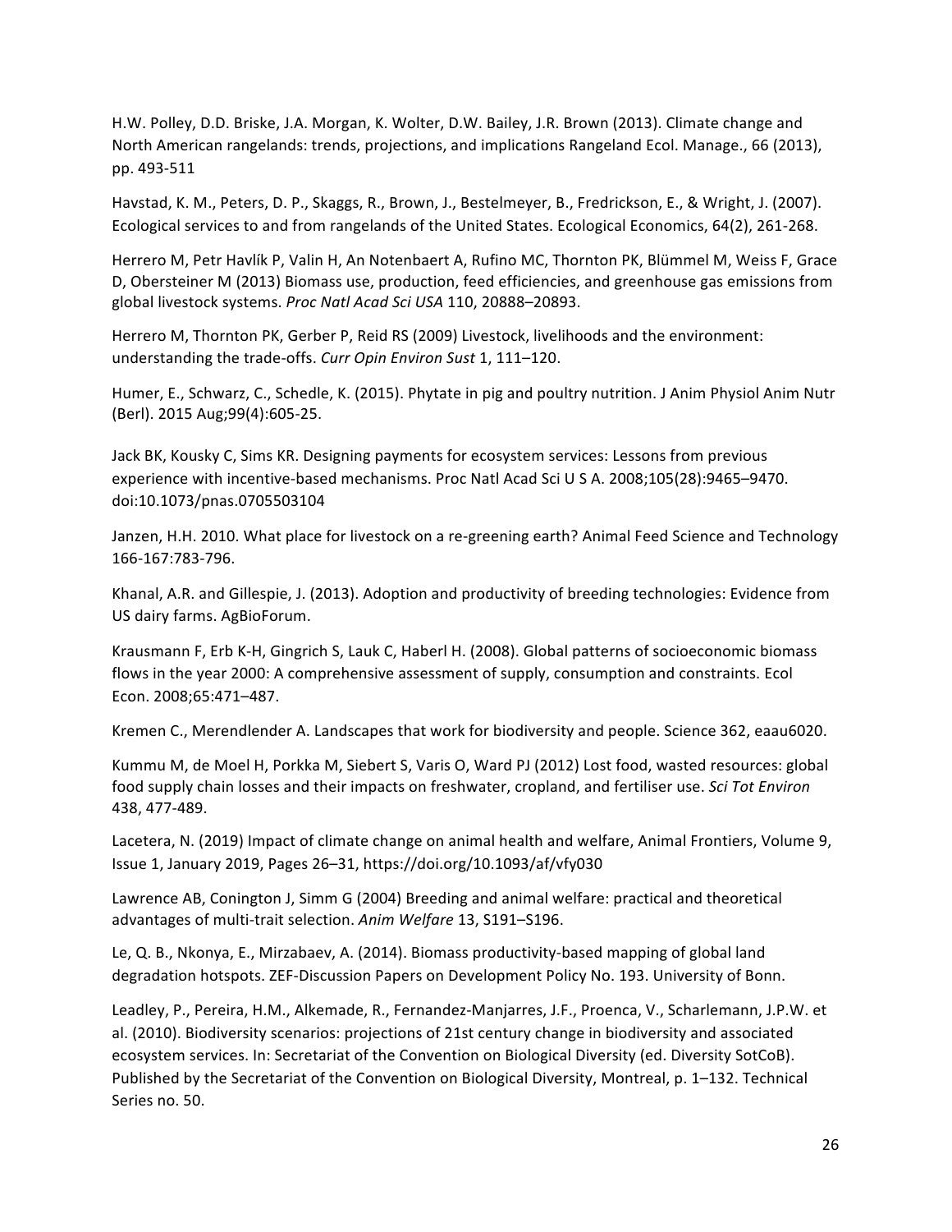H.W. Polley, D.D. Briske, J.A. Morgan, K. Wolter, D.W. Bailey, J.R. Brown (2013). Climate change and North American rangelands: trends, projections, and implications Rangeland Ecol. Manage., 66 (2013), pp. 493-511

Havstad, K. M., Peters, D. P., Skaggs, R., Brown, J., Bestelmeyer, B., Fredrickson, E., & Wright, J. (2007). Ecological services to and from rangelands of the United States. Ecological Economics, 64(2), 261-268.

Herrero M, Petr Havlík P, Valin H, An Notenbaert A, Rufino MC, Thornton PK, Blümmel M, Weiss F, Grace D, Obersteiner M (2013) Biomass use, production, feed efficiencies, and greenhouse gas emissions from global livestock systems. *Proc Natl Acad Sci USA* 110, 20888–20893.

Herrero M, Thornton PK, Gerber P, Reid RS (2009) Livestock, livelihoods and the environment: understanding the trade-offs. *Curr Opin Environ Sust* 1, 111–120.

Humer, E., Schwarz, C., Schedle, K. (2015). Phytate in pig and poultry nutrition. J Anim Physiol Anim Nutr (Berl). 2015 Aug;99(4):605-25.

Jack BK, Kousky C, Sims KR. Designing payments for ecosystem services: Lessons from previous experience with incentive-based mechanisms. Proc Natl Acad Sci U S A. 2008;105(28):9465–9470. doi:10.1073/pnas.0705503104

Janzen, H.H. 2010. What place for livestock on a re-greening earth? Animal Feed Science and Technology 166-167:783-796.

Khanal, A.R. and Gillespie, J. (2013). Adoption and productivity of breeding technologies: Evidence from US dairy farms. AgBioForum.

Krausmann F, Erb K-H, Gingrich S, Lauk C, Haberl H. (2008). Global patterns of socioeconomic biomass flows in the year 2000: A comprehensive assessment of supply, consumption and constraints. Ecol Econ. 2008;65:471–487.

Kremen C., Merendlender A. Landscapes that work for biodiversity and people. Science 362, eaau6020.

Kummu M, de Moel H, Porkka M, Siebert S, Varis O, Ward PJ (2012) Lost food, wasted resources: global food supply chain losses and their impacts on freshwater, cropland, and fertiliser use. *Sci Tot Environ* 438, 477-489.

Lacetera, N. (2019) Impact of climate change on animal health and welfare, Animal Frontiers, Volume 9, Issue 1, January 2019, Pages 26–31, https://doi.org/10.1093/af/vfy030

Lawrence AB, Conington J, Simm G (2004) Breeding and animal welfare: practical and theoretical advantages of multi-trait selection. *Anim Welfare* 13, S191–S196.

Le, Q. B., Nkonya, E., Mirzabaev, A. (2014). Biomass productivity-based mapping of global land degradation hotspots. ZEF-Discussion Papers on Development Policy No. 193. University of Bonn.

Leadley, P., Pereira, H.M., Alkemade, R., Fernandez-Manjarres, J.F., Proenca, V., Scharlemann, J.P.W. et al. (2010). Biodiversity scenarios: projections of 21st century change in biodiversity and associated ecosystem services. In: Secretariat of the Convention on Biological Diversity (ed. Diversity SotCoB). Published by the Secretariat of the Convention on Biological Diversity, Montreal, p. 1–132. Technical Series no. 50.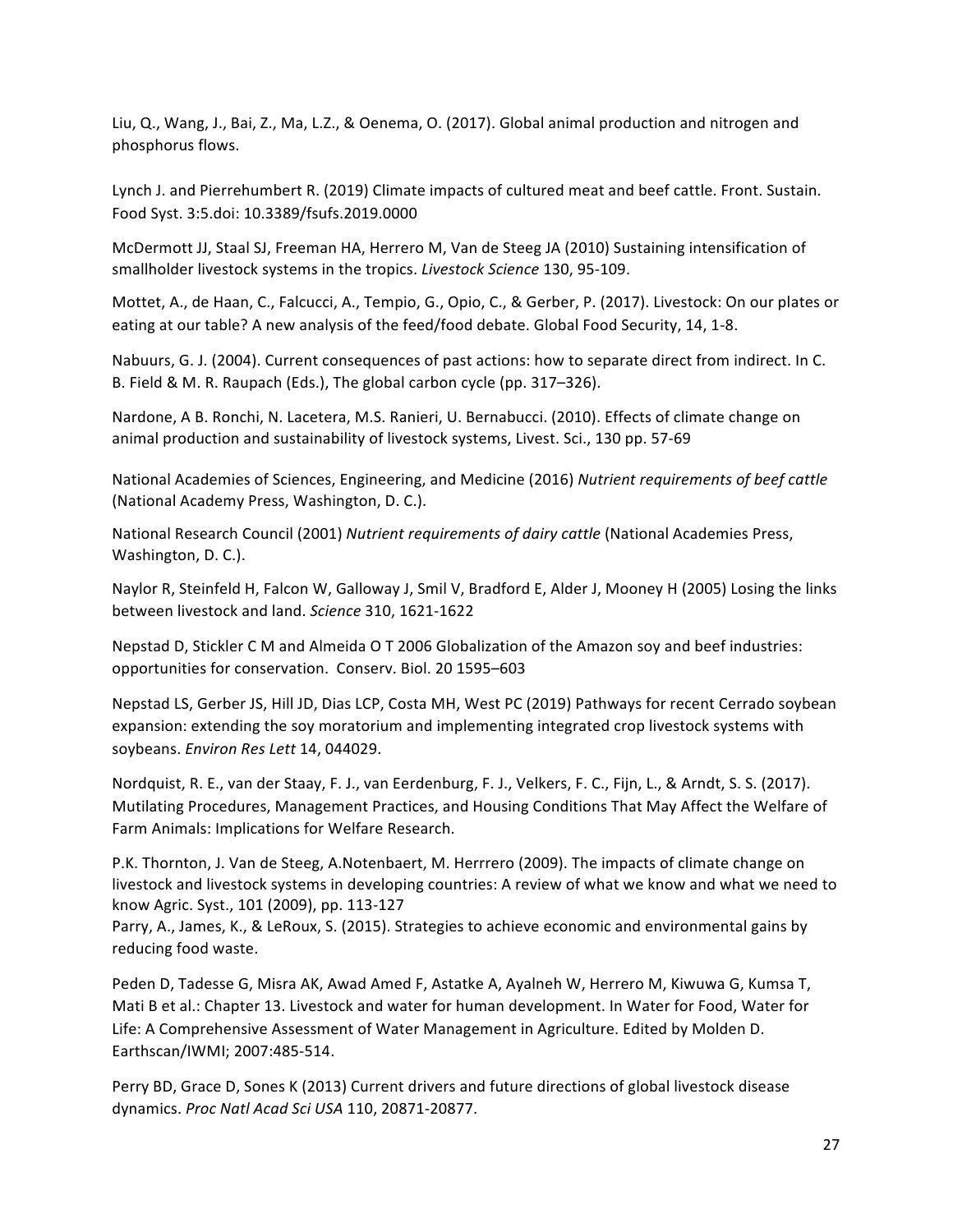Liu, Q., Wang, J., Bai, Z., Ma, L.Z., & Oenema, O. (2017). Global animal production and nitrogen and phosphorus flows.

Lynch J. and Pierrehumbert R. (2019) Climate impacts of cultured meat and beef cattle. Front. Sustain. Food Syst. 3:5.doi: 10.3389/fsufs.2019.0000

McDermott JJ, Staal SJ, Freeman HA, Herrero M, Van de Steeg JA (2010) Sustaining intensification of smallholder livestock systems in the tropics. *Livestock Science* 130, 95-109.

Mottet, A., de Haan, C., Falcucci, A., Tempio, G., Opio, C., & Gerber, P. (2017). Livestock: On our plates or eating at our table? A new analysis of the feed/food debate. Global Food Security, 14, 1-8.

Nabuurs, G. J. (2004). Current consequences of past actions: how to separate direct from indirect. In C. B. Field & M. R. Raupach (Eds.), The global carbon cycle (pp. 317–326).

Nardone, A B. Ronchi, N. Lacetera, M.S. Ranieri, U. Bernabucci. (2010). Effects of climate change on animal production and sustainability of livestock systems, Livest. Sci., 130 pp. 57-69

National Academies of Sciences, Engineering, and Medicine (2016) *Nutrient requirements of beef cattle* (National Academy Press, Washington, D. C.).

National Research Council (2001) *Nutrient requirements of dairy cattle* (National Academies Press, Washington, D. C.).

Naylor R, Steinfeld H, Falcon W, Galloway J, Smil V, Bradford E, Alder J, Mooney H (2005) Losing the links between livestock and land. *Science* 310, 1621-1622

Nepstad D, Stickler C M and Almeida O T 2006 Globalization of the Amazon soy and beef industries: opportunities for conservation. Conserv. Biol. 20 1595–603

Nepstad LS, Gerber JS, Hill JD, Dias LCP, Costa MH, West PC (2019) Pathways for recent Cerrado soybean expansion: extending the soy moratorium and implementing integrated crop livestock systems with soybeans. *Environ Res Lett* 14, 044029.

Nordquist, R. E., van der Staay, F. J., van Eerdenburg, F. J., Velkers, F. C., Fijn, L., & Arndt, S. S. (2017). Mutilating Procedures, Management Practices, and Housing Conditions That May Affect the Welfare of Farm Animals: Implications for Welfare Research.

P.K. Thornton, J. Van de Steeg, A.Notenbaert, M. Herrrero (2009). The impacts of climate change on livestock and livestock systems in developing countries: A review of what we know and what we need to know Agric. Syst., 101 (2009), pp. 113-127

Parry, A., James, K., & LeRoux, S. (2015). Strategies to achieve economic and environmental gains by reducing food waste.

Peden D, Tadesse G, Misra AK, Awad Amed F, Astatke A, Ayalneh W, Herrero M, Kiwuwa G, Kumsa T, Mati B et al.: Chapter 13. Livestock and water for human development. In Water for Food, Water for Life: A Comprehensive Assessment of Water Management in Agriculture. Edited by Molden D. Earthscan/IWMI; 2007:485-514.

Perry BD, Grace D, Sones K (2013) Current drivers and future directions of global livestock disease dynamics. *Proc Natl Acad Sci USA* 110, 20871-20877.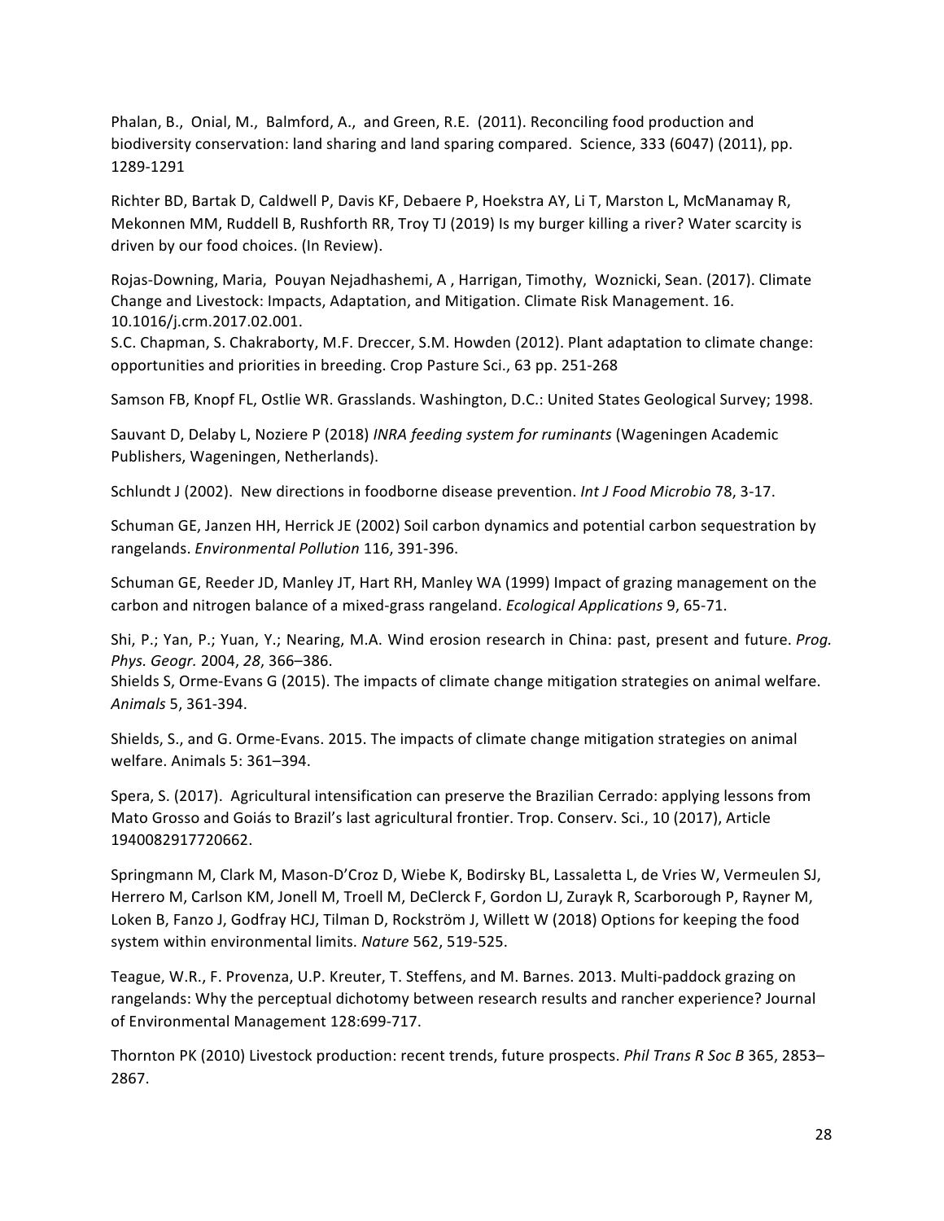Phalan, B., Onial, M., Balmford, A., and Green, R.E. (2011). Reconciling food production and biodiversity conservation: land sharing and land sparing compared. Science, 333 (6047) (2011), pp. 1289-1291

Richter BD, Bartak D, Caldwell P, Davis KF, Debaere P, Hoekstra AY, Li T, Marston L, McManamay R, Mekonnen MM, Ruddell B, Rushforth RR, Troy TJ (2019) Is my burger killing a river? Water scarcity is driven by our food choices. (In Review).

Rojas-Downing, Maria, Pouyan Nejadhashemi, A , Harrigan, Timothy, Woznicki, Sean. (2017). Climate Change and Livestock: Impacts, Adaptation, and Mitigation. Climate Risk Management. 16. 10.1016/j.crm.2017.02.001.
S.C. Chapman, S. Chakraborty, M.F. Dreccer, S.M. Howden (2012). Plant adaptation to climate change: opportunities and priorities in breeding. Crop Pasture Sci., 63 pp. 251-268

Samson FB, Knopf FL, Ostlie WR. Grasslands. Washington, D.C.: United States Geological Survey; 1998.

Sauvant D, Delaby L, Noziere P (2018) *INRA feeding system for ruminants* (Wageningen Academic Publishers, Wageningen, Netherlands).

Schlundt J (2002). New directions in foodborne disease prevention. *Int J Food Microbio* 78, 3-17.

Schuman GE, Janzen HH, Herrick JE (2002) Soil carbon dynamics and potential carbon sequestration by rangelands. *Environmental Pollution* 116, 391-396.

Schuman GE, Reeder JD, Manley JT, Hart RH, Manley WA (1999) Impact of grazing management on the carbon and nitrogen balance of a mixed-grass rangeland. *Ecological Applications* 9, 65-71.

Shi, P.; Yan, P.; Yuan, Y.; Nearing, M.A. Wind erosion research in China: past, present and future. *Prog. Phys. Geogr.* 2004, *28*, 366–386.
Shields S, Orme-Evans G (2015). The impacts of climate change mitigation strategies on animal welfare. *Animals* 5, 361-394.

Shields, S., and G. Orme-Evans. 2015. The impacts of climate change mitigation strategies on animal welfare. Animals 5: 361–394.

Spera, S. (2017). Agricultural intensification can preserve the Brazilian Cerrado: applying lessons from Mato Grosso and Goiás to Brazil's last agricultural frontier. Trop. Conserv. Sci., 10 (2017), Article 1940082917720662.

Springmann M, Clark M, Mason-D'Croz D, Wiebe K, Bodirsky BL, Lassaletta L, de Vries W, Vermeulen SJ, Herrero M, Carlson KM, Jonell M, Troell M, DeClerck F, Gordon LJ, Zurayk R, Scarborough P, Rayner M, Loken B, Fanzo J, Godfray HCJ, Tilman D, Rockström J, Willett W (2018) Options for keeping the food system within environmental limits. *Nature* 562, 519-525.

Teague, W.R., F. Provenza, U.P. Kreuter, T. Steffens, and M. Barnes. 2013. Multi-paddock grazing on rangelands: Why the perceptual dichotomy between research results and rancher experience? Journal of Environmental Management 128:699-717.

Thornton PK (2010) Livestock production: recent trends, future prospects. *Phil Trans R Soc B* 365, 2853–2867.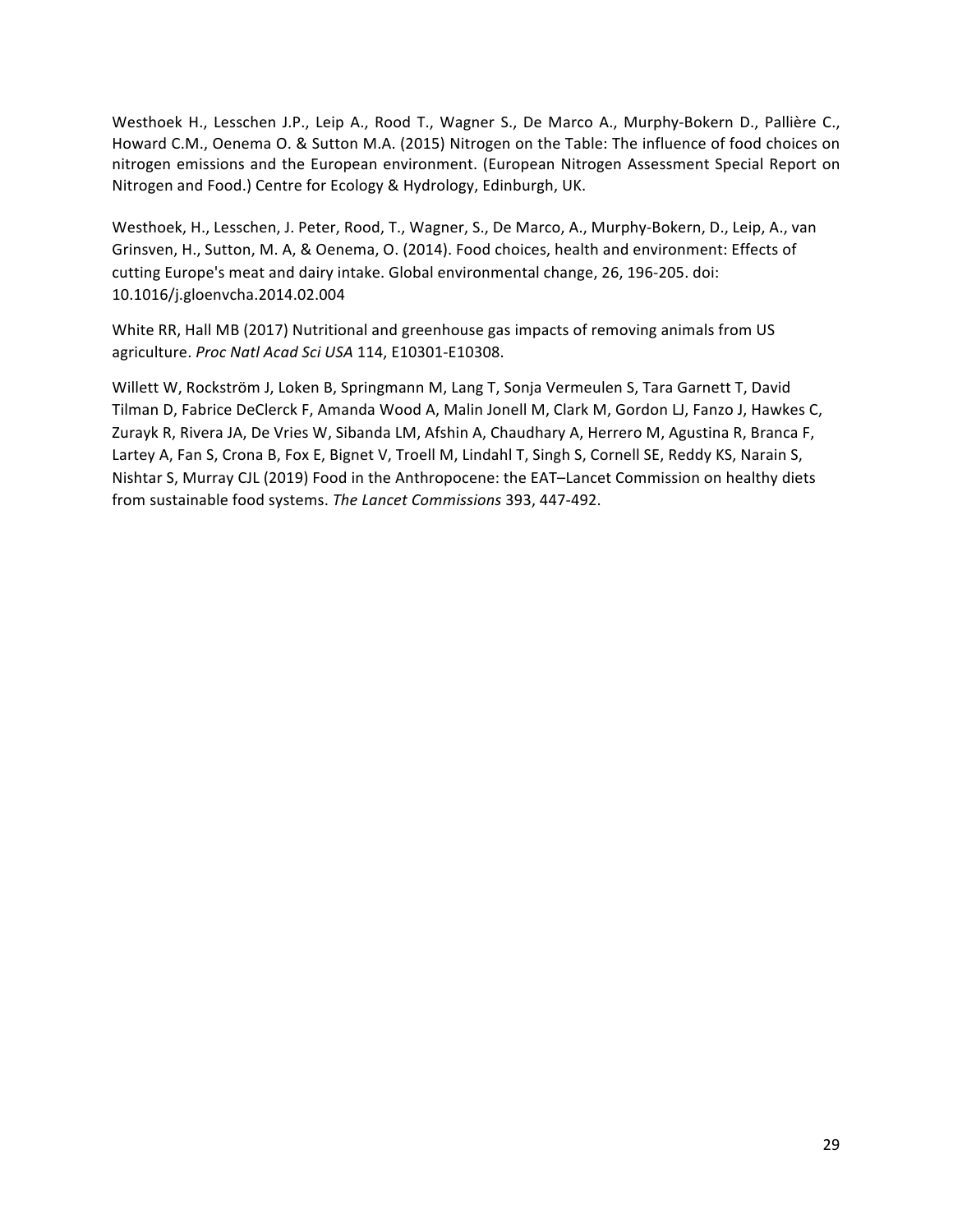Westhoek H., Lesschen J.P., Leip A., Rood T., Wagner S., De Marco A., Murphy-Bokern D., Pallière C., Howard C.M., Oenema O. & Sutton M.A. (2015) Nitrogen on the Table: The influence of food choices on nitrogen emissions and the European environment. (European Nitrogen Assessment Special Report on Nitrogen and Food.) Centre for Ecology & Hydrology, Edinburgh, UK.

Westhoek, H., Lesschen, J. Peter, Rood, T., Wagner, S., De Marco, A., Murphy-Bokern, D., Leip, A., van Grinsven, H., Sutton, M. A, & Oenema, O. (2014). Food choices, health and environment: Effects of cutting Europe's meat and dairy intake. Global environmental change, 26, 196-205. doi: 10.1016/j.gloenvcha.2014.02.004

White RR, Hall MB (2017) Nutritional and greenhouse gas impacts of removing animals from US agriculture. *Proc Natl Acad Sci USA* 114, E10301-E10308.

Willett W, Rockström J, Loken B, Springmann M, Lang T, Sonja Vermeulen S, Tara Garnett T, David Tilman D, Fabrice DeClerck F, Amanda Wood A, Malin Jonell M, Clark M, Gordon LJ, Fanzo J, Hawkes C, Zurayk R, Rivera JA, De Vries W, Sibanda LM, Afshin A, Chaudhary A, Herrero M, Agustina R, Branca F, Lartey A, Fan S, Crona B, Fox E, Bignet V, Troell M, Lindahl T, Singh S, Cornell SE, Reddy KS, Narain S, Nishtar S, Murray CJL (2019) Food in the Anthropocene: the EAT–Lancet Commission on healthy diets from sustainable food systems. *The Lancet Commissions* 393, 447-492.